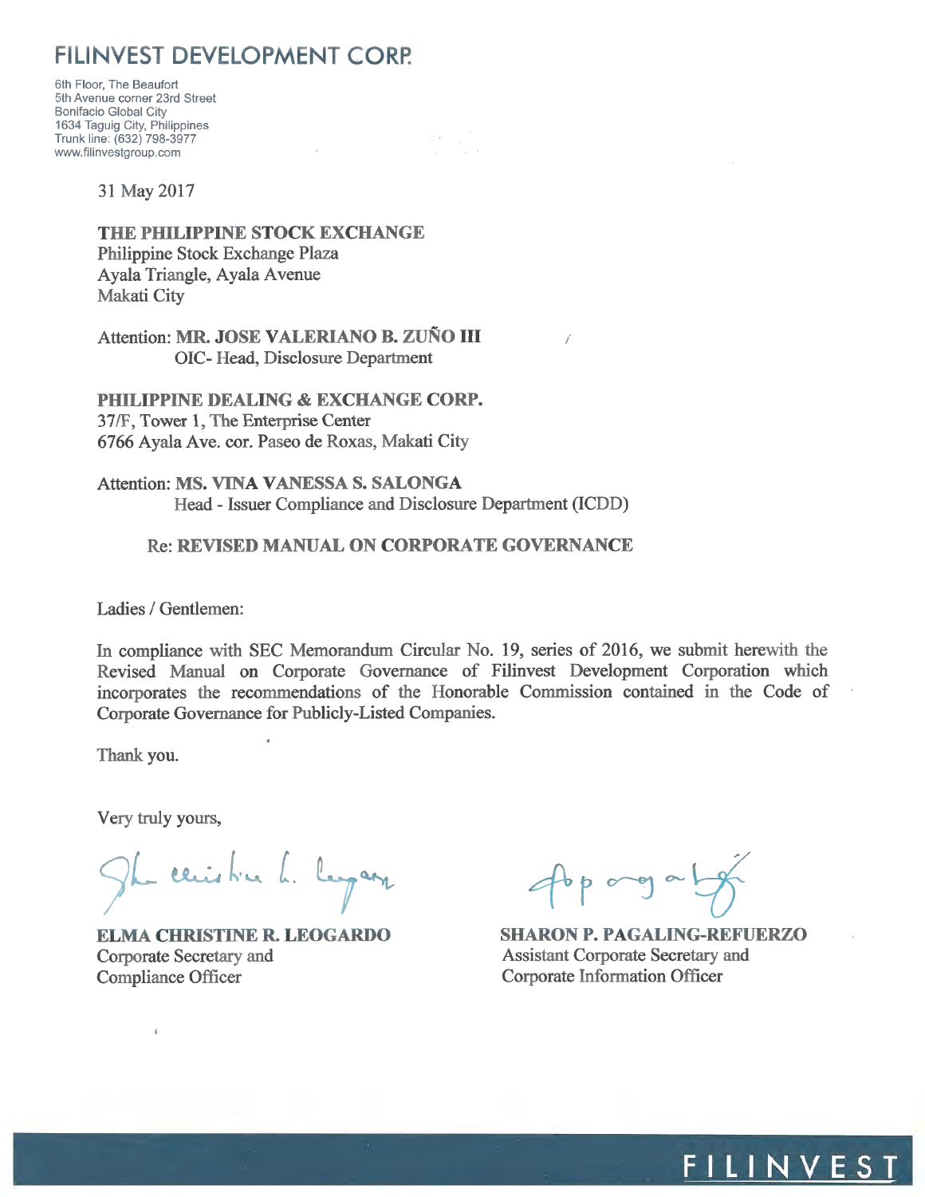# FILINVEST DEVELOPMENT CORP.

6th Floor, The Beaufort
5th Avenue corner 23rd Street
Bonifacio Global City
1634 Taguig City, Philippines
Trunk line: (632) 798-3977
www.filinvestgroup.com

31 May 2017

**THE PHILIPPINE STOCK EXCHANGE**
Philippine Stock Exchange Plaza
Ayala Triangle, Ayala Avenue
Makati City

Attention: **MR. JOSE VALERIANO B. ZUÑO III**
OIC- Head, Disclosure Department

**PHILIPPINE DEALING & EXCHANGE CORP.**
37/F, Tower 1, The Enterprise Center
6766 Ayala Ave. cor. Paseo de Roxas, Makati City

Attention: **MS. VINA VANESSA S. SALONGA**
Head - Issuer Compliance and Disclosure Department (ICDD)

Re: **REVISED MANUAL ON CORPORATE GOVERNANCE**

Ladies / Gentlemen:

In compliance with SEC Memorandum Circular No. 19, series of 2016, we submit herewith the Revised Manual on Corporate Governance of Filinvest Development Corporation which incorporates the recommendations of the Honorable Commission contained in the Code of Corporate Governance for Publicly-Listed Companies.

Thank you.

Very truly yours,

**ELMA CHRISTINE R. LEOGARDO**
Corporate Secretary and
Compliance Officer

**SHARON P. PAGALING-REFUERZO**
Assistant Corporate Secretary and
Corporate Information Officer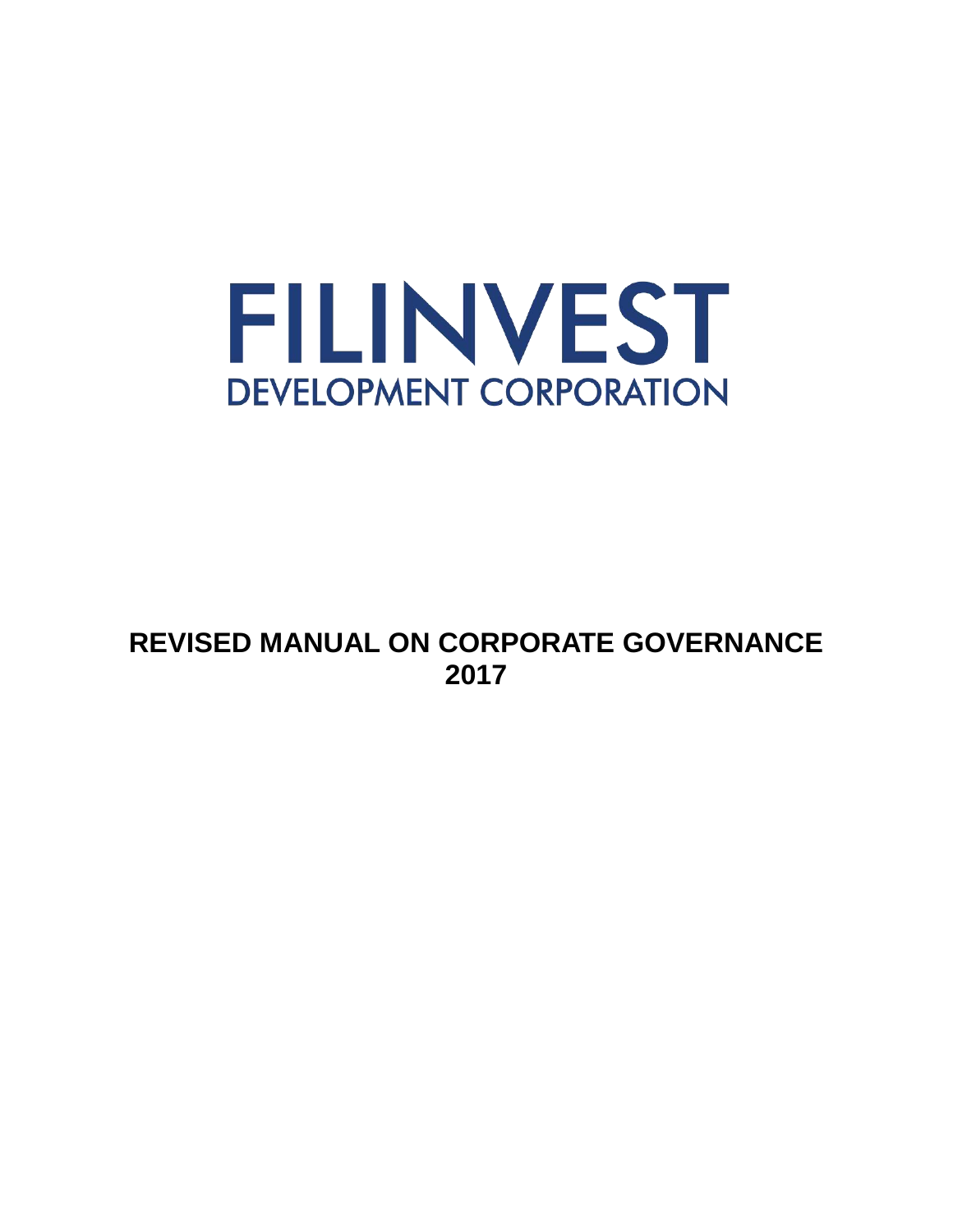# FILINVEST

## DEVELOPMENT CORPORATION

**REVISED MANUAL ON CORPORATE GOVERNANCE 2017**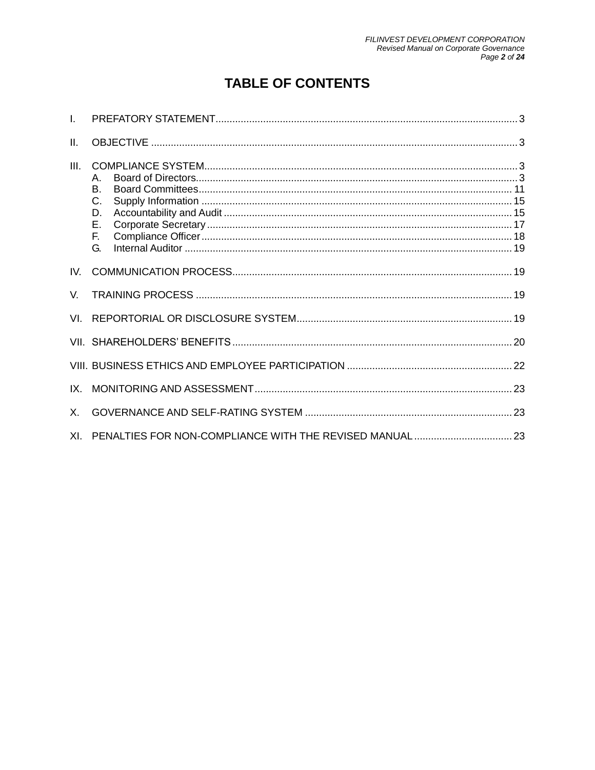# TABLE OF CONTENTS

I. PREFATORY STATEMENT ........ 3

II. OBJECTIVE ........ 3

III. COMPLIANCE SYSTEM ........ 3
   A. Board of Directors ........ 3
   B. Board Committees ........ 11
   C. Supply Information ........ 15
   D. Accountability and Audit ........ 15
   E. Corporate Secretary ........ 17
   F. Compliance Officer ........ 18
   G. Internal Auditor ........ 19

IV. COMMUNICATION PROCESS ........ 19

V. TRAINING PROCESS ........ 19

VI. REPORTORIAL OR DISCLOSURE SYSTEM ........ 19

VII. SHAREHOLDERS' BENEFITS ........ 20

VIII. BUSINESS ETHICS AND EMPLOYEE PARTICIPATION ........ 22

IX. MONITORING AND ASSESSMENT ........ 23

X. GOVERNANCE AND SELF-RATING SYSTEM ........ 23

XI. PENALTIES FOR NON-COMPLIANCE WITH THE REVISED MANUAL ........ 23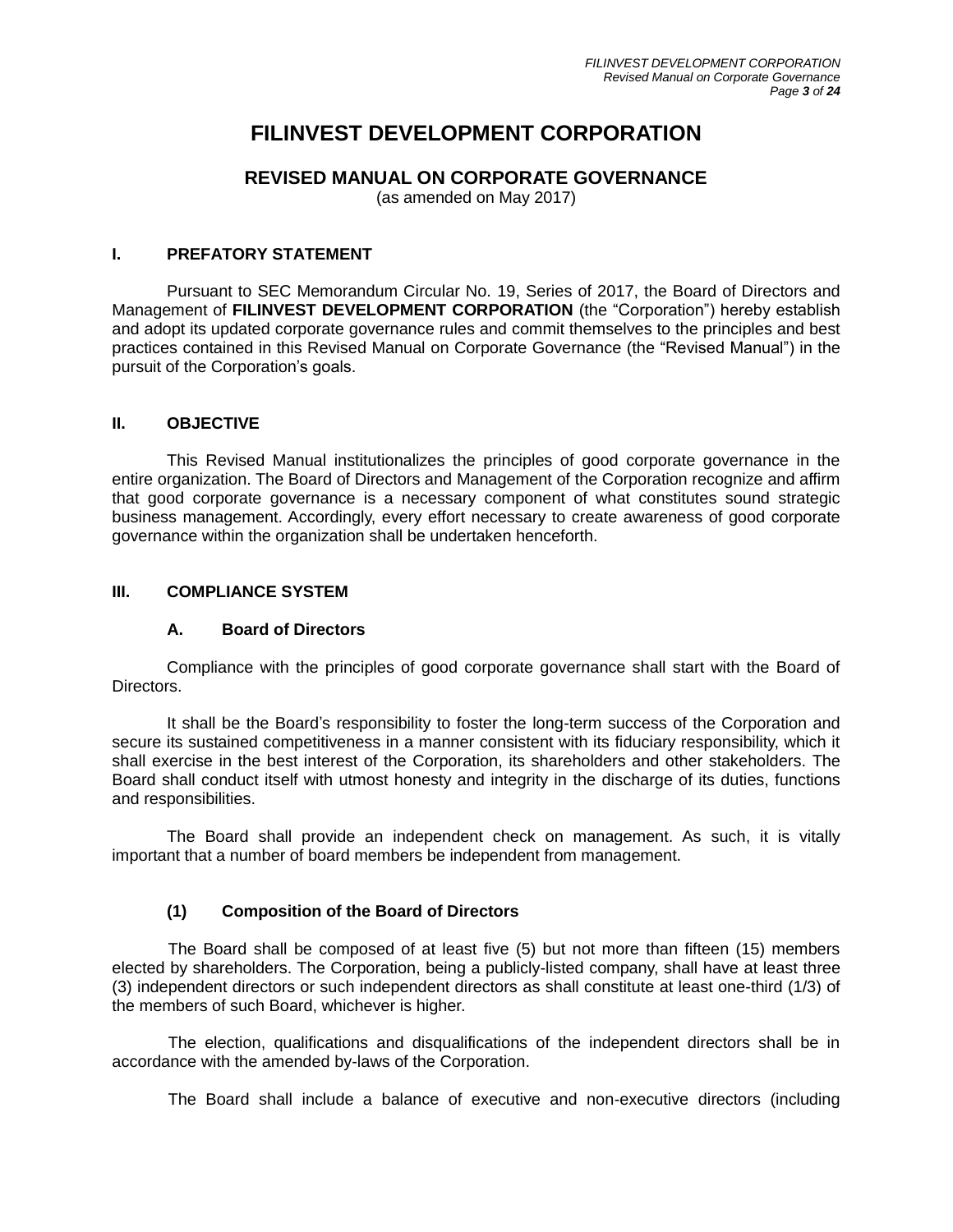# FILINVEST DEVELOPMENT CORPORATION

## REVISED MANUAL ON CORPORATE GOVERNANCE

(as amended on May 2017)

### I. PREFATORY STATEMENT

Pursuant to SEC Memorandum Circular No. 19, Series of 2017, the Board of Directors and Management of **FILINVEST DEVELOPMENT CORPORATION** (the "Corporation") hereby establish and adopt its updated corporate governance rules and commit themselves to the principles and best practices contained in this Revised Manual on Corporate Governance (the "Revised Manual") in the pursuit of the Corporation's goals.

### II. OBJECTIVE

This Revised Manual institutionalizes the principles of good corporate governance in the entire organization. The Board of Directors and Management of the Corporation recognize and affirm that good corporate governance is a necessary component of what constitutes sound strategic business management. Accordingly, every effort necessary to create awareness of good corporate governance within the organization shall be undertaken henceforth.

### III. COMPLIANCE SYSTEM

#### A. Board of Directors

Compliance with the principles of good corporate governance shall start with the Board of Directors.

It shall be the Board's responsibility to foster the long-term success of the Corporation and secure its sustained competitiveness in a manner consistent with its fiduciary responsibility, which it shall exercise in the best interest of the Corporation, its shareholders and other stakeholders. The Board shall conduct itself with utmost honesty and integrity in the discharge of its duties, functions and responsibilities.

The Board shall provide an independent check on management. As such, it is vitally important that a number of board members be independent from management.

#### (1) Composition of the Board of Directors

The Board shall be composed of at least five (5) but not more than fifteen (15) members elected by shareholders. The Corporation, being a publicly-listed company, shall have at least three (3) independent directors or such independent directors as shall constitute at least one-third (1/3) of the members of such Board, whichever is higher.

The election, qualifications and disqualifications of the independent directors shall be in accordance with the amended by-laws of the Corporation.

The Board shall include a balance of executive and non-executive directors (including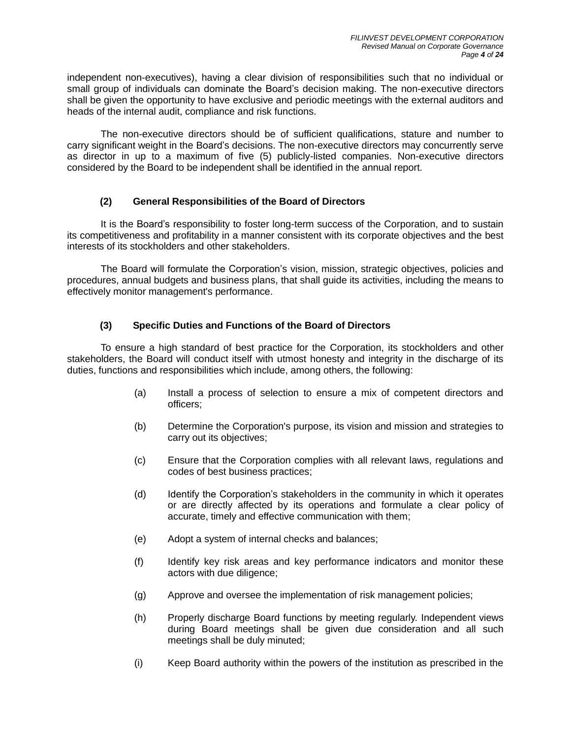independent non-executives), having a clear division of responsibilities such that no individual or small group of individuals can dominate the Board's decision making. The non-executive directors shall be given the opportunity to have exclusive and periodic meetings with the external auditors and heads of the internal audit, compliance and risk functions.

The non-executive directors should be of sufficient qualifications, stature and number to carry significant weight in the Board's decisions. The non-executive directors may concurrently serve as director in up to a maximum of five (5) publicly-listed companies. Non-executive directors considered by the Board to be independent shall be identified in the annual report.

### (2) General Responsibilities of the Board of Directors

It is the Board's responsibility to foster long-term success of the Corporation, and to sustain its competitiveness and profitability in a manner consistent with its corporate objectives and the best interests of its stockholders and other stakeholders.

The Board will formulate the Corporation's vision, mission, strategic objectives, policies and procedures, annual budgets and business plans, that shall guide its activities, including the means to effectively monitor management's performance.

### (3) Specific Duties and Functions of the Board of Directors

To ensure a high standard of best practice for the Corporation, its stockholders and other stakeholders, the Board will conduct itself with utmost honesty and integrity in the discharge of its duties, functions and responsibilities which include, among others, the following:

(a) Install a process of selection to ensure a mix of competent directors and officers;

(b) Determine the Corporation's purpose, its vision and mission and strategies to carry out its objectives;

(c) Ensure that the Corporation complies with all relevant laws, regulations and codes of best business practices;

(d) Identify the Corporation's stakeholders in the community in which it operates or are directly affected by its operations and formulate a clear policy of accurate, timely and effective communication with them;

(e) Adopt a system of internal checks and balances;

(f) Identify key risk areas and key performance indicators and monitor these actors with due diligence;

(g) Approve and oversee the implementation of risk management policies;

(h) Properly discharge Board functions by meeting regularly. Independent views during Board meetings shall be given due consideration and all such meetings shall be duly minuted;

(i) Keep Board authority within the powers of the institution as prescribed in the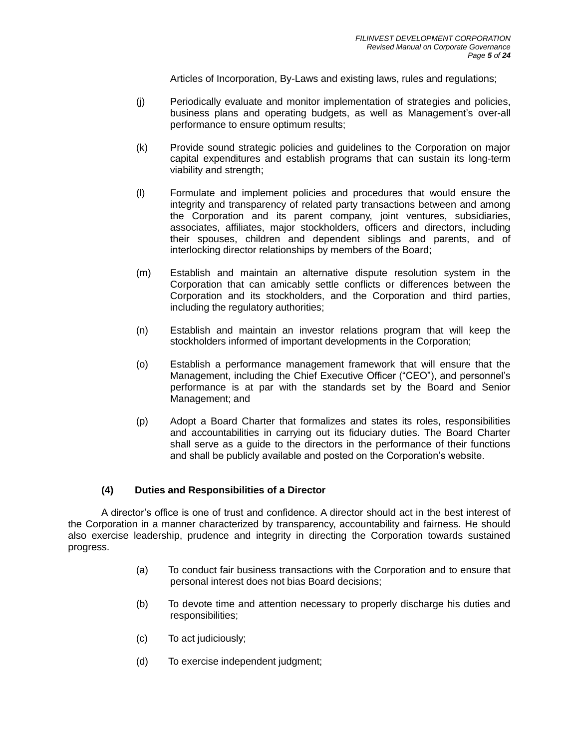Articles of Incorporation, By-Laws and existing laws, rules and regulations;

(j) Periodically evaluate and monitor implementation of strategies and policies, business plans and operating budgets, as well as Management's over-all performance to ensure optimum results;

(k) Provide sound strategic policies and guidelines to the Corporation on major capital expenditures and establish programs that can sustain its long-term viability and strength;

(l) Formulate and implement policies and procedures that would ensure the integrity and transparency of related party transactions between and among the Corporation and its parent company, joint ventures, subsidiaries, associates, affiliates, major stockholders, officers and directors, including their spouses, children and dependent siblings and parents, and of interlocking director relationships by members of the Board;

(m) Establish and maintain an alternative dispute resolution system in the Corporation that can amicably settle conflicts or differences between the Corporation and its stockholders, and the Corporation and third parties, including the regulatory authorities;

(n) Establish and maintain an investor relations program that will keep the stockholders informed of important developments in the Corporation;

(o) Establish a performance management framework that will ensure that the Management, including the Chief Executive Officer ("CEO"), and personnel's performance is at par with the standards set by the Board and Senior Management; and

(p) Adopt a Board Charter that formalizes and states its roles, responsibilities and accountabilities in carrying out its fiduciary duties. The Board Charter shall serve as a guide to the directors in the performance of their functions and shall be publicly available and posted on the Corporation's website.

**(4) Duties and Responsibilities of a Director**

A director's office is one of trust and confidence. A director should act in the best interest of the Corporation in a manner characterized by transparency, accountability and fairness. He should also exercise leadership, prudence and integrity in directing the Corporation towards sustained progress.

(a) To conduct fair business transactions with the Corporation and to ensure that personal interest does not bias Board decisions;

(b) To devote time and attention necessary to properly discharge his duties and responsibilities;

(c) To act judiciously;

(d) To exercise independent judgment;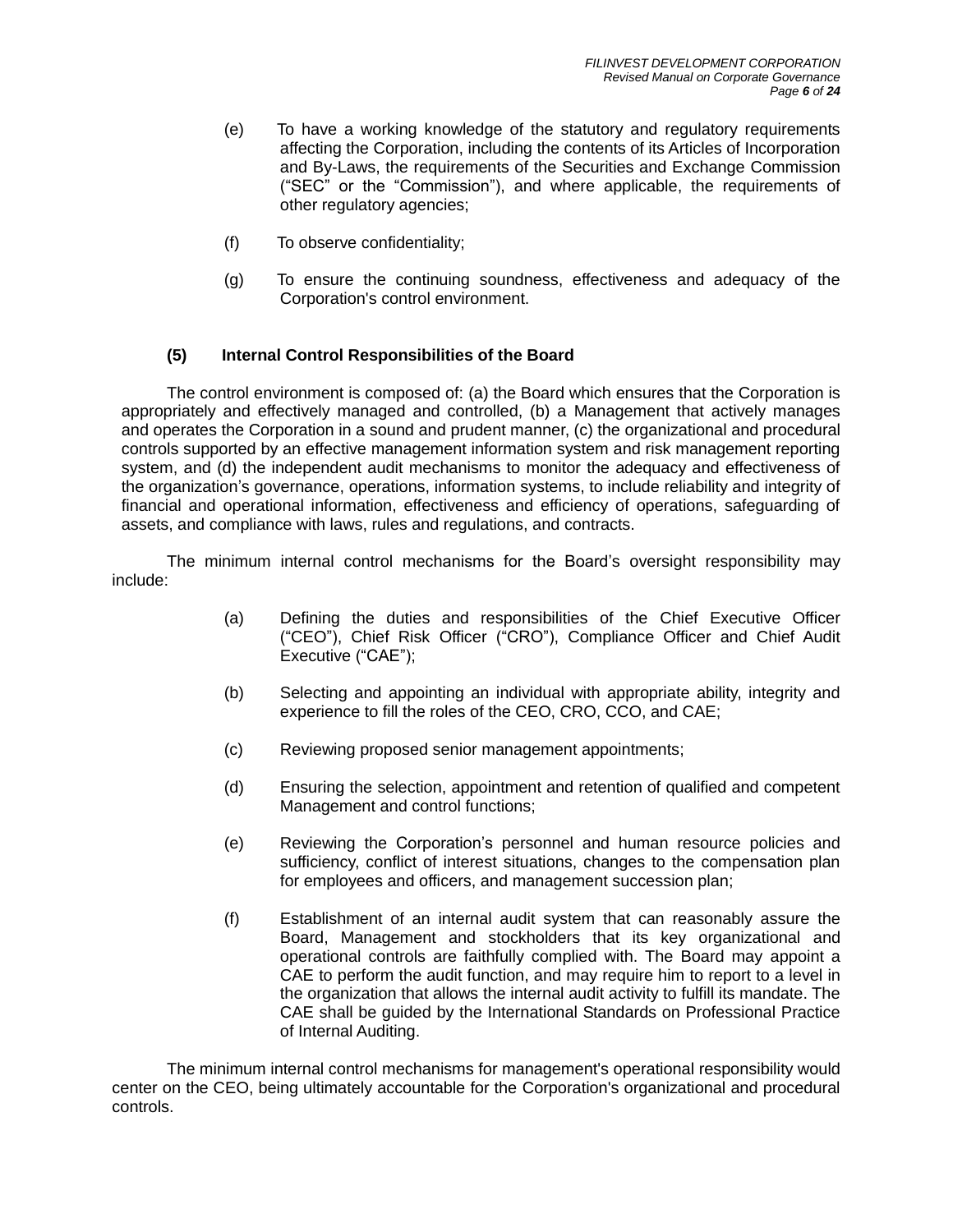(e) To have a working knowledge of the statutory and regulatory requirements affecting the Corporation, including the contents of its Articles of Incorporation and By-Laws, the requirements of the Securities and Exchange Commission ("SEC" or the "Commission"), and where applicable, the requirements of other regulatory agencies;

(f) To observe confidentiality;

(g) To ensure the continuing soundness, effectiveness and adequacy of the Corporation's control environment.

**(5) Internal Control Responsibilities of the Board**

The control environment is composed of: (a) the Board which ensures that the Corporation is appropriately and effectively managed and controlled, (b) a Management that actively manages and operates the Corporation in a sound and prudent manner, (c) the organizational and procedural controls supported by an effective management information system and risk management reporting system, and (d) the independent audit mechanisms to monitor the adequacy and effectiveness of the organization's governance, operations, information systems, to include reliability and integrity of financial and operational information, effectiveness and efficiency of operations, safeguarding of assets, and compliance with laws, rules and regulations, and contracts.

The minimum internal control mechanisms for the Board's oversight responsibility may include:

(a) Defining the duties and responsibilities of the Chief Executive Officer ("CEO"), Chief Risk Officer ("CRO"), Compliance Officer and Chief Audit Executive ("CAE");

(b) Selecting and appointing an individual with appropriate ability, integrity and experience to fill the roles of the CEO, CRO, CCO, and CAE;

(c) Reviewing proposed senior management appointments;

(d) Ensuring the selection, appointment and retention of qualified and competent Management and control functions;

(e) Reviewing the Corporation's personnel and human resource policies and sufficiency, conflict of interest situations, changes to the compensation plan for employees and officers, and management succession plan;

(f) Establishment of an internal audit system that can reasonably assure the Board, Management and stockholders that its key organizational and operational controls are faithfully complied with. The Board may appoint a CAE to perform the audit function, and may require him to report to a level in the organization that allows the internal audit activity to fulfill its mandate. The CAE shall be guided by the International Standards on Professional Practice of Internal Auditing.

The minimum internal control mechanisms for management's operational responsibility would center on the CEO, being ultimately accountable for the Corporation's organizational and procedural controls.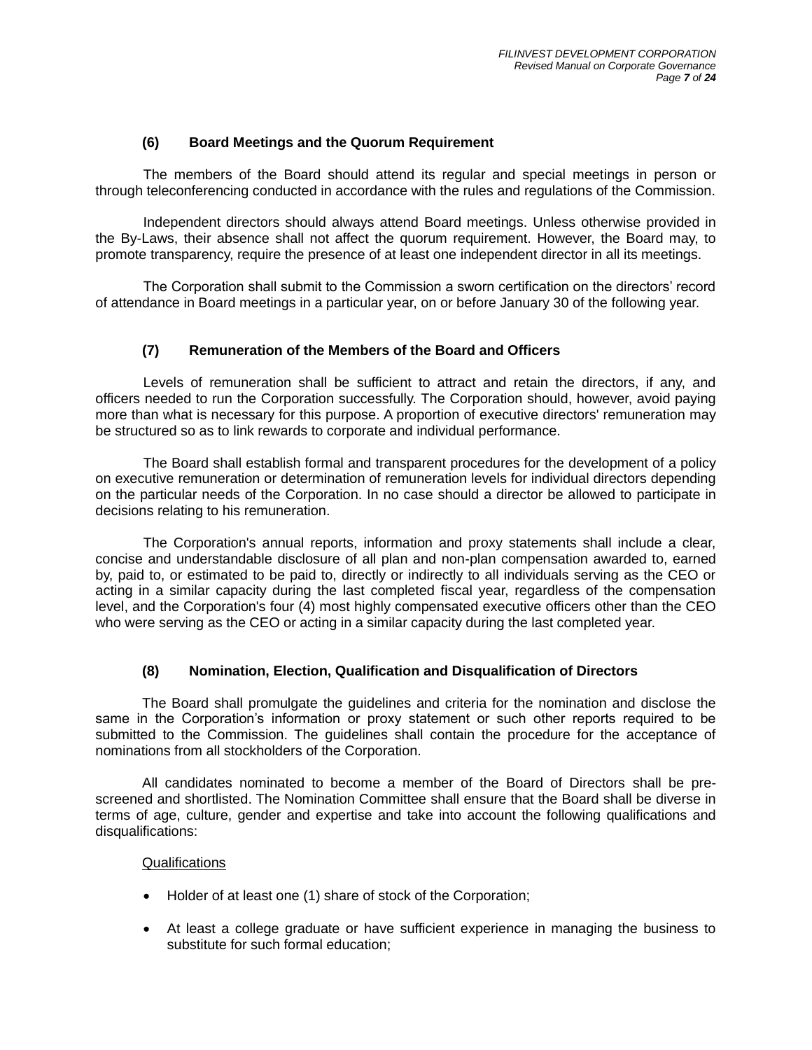### (6) Board Meetings and the Quorum Requirement

The members of the Board should attend its regular and special meetings in person or through teleconferencing conducted in accordance with the rules and regulations of the Commission.

Independent directors should always attend Board meetings. Unless otherwise provided in the By-Laws, their absence shall not affect the quorum requirement. However, the Board may, to promote transparency, require the presence of at least one independent director in all its meetings.

The Corporation shall submit to the Commission a sworn certification on the directors' record of attendance in Board meetings in a particular year, on or before January 30 of the following year.

### (7) Remuneration of the Members of the Board and Officers

Levels of remuneration shall be sufficient to attract and retain the directors, if any, and officers needed to run the Corporation successfully. The Corporation should, however, avoid paying more than what is necessary for this purpose. A proportion of executive directors' remuneration may be structured so as to link rewards to corporate and individual performance.

The Board shall establish formal and transparent procedures for the development of a policy on executive remuneration or determination of remuneration levels for individual directors depending on the particular needs of the Corporation. In no case should a director be allowed to participate in decisions relating to his remuneration.

The Corporation's annual reports, information and proxy statements shall include a clear, concise and understandable disclosure of all plan and non-plan compensation awarded to, earned by, paid to, or estimated to be paid to, directly or indirectly to all individuals serving as the CEO or acting in a similar capacity during the last completed fiscal year, regardless of the compensation level, and the Corporation's four (4) most highly compensated executive officers other than the CEO who were serving as the CEO or acting in a similar capacity during the last completed year.

### (8) Nomination, Election, Qualification and Disqualification of Directors

The Board shall promulgate the guidelines and criteria for the nomination and disclose the same in the Corporation's information or proxy statement or such other reports required to be submitted to the Commission. The guidelines shall contain the procedure for the acceptance of nominations from all stockholders of the Corporation.

All candidates nominated to become a member of the Board of Directors shall be pre-screened and shortlisted. The Nomination Committee shall ensure that the Board shall be diverse in terms of age, culture, gender and expertise and take into account the following qualifications and disqualifications:

Qualifications

- Holder of at least one (1) share of stock of the Corporation;
- At least a college graduate or have sufficient experience in managing the business to substitute for such formal education;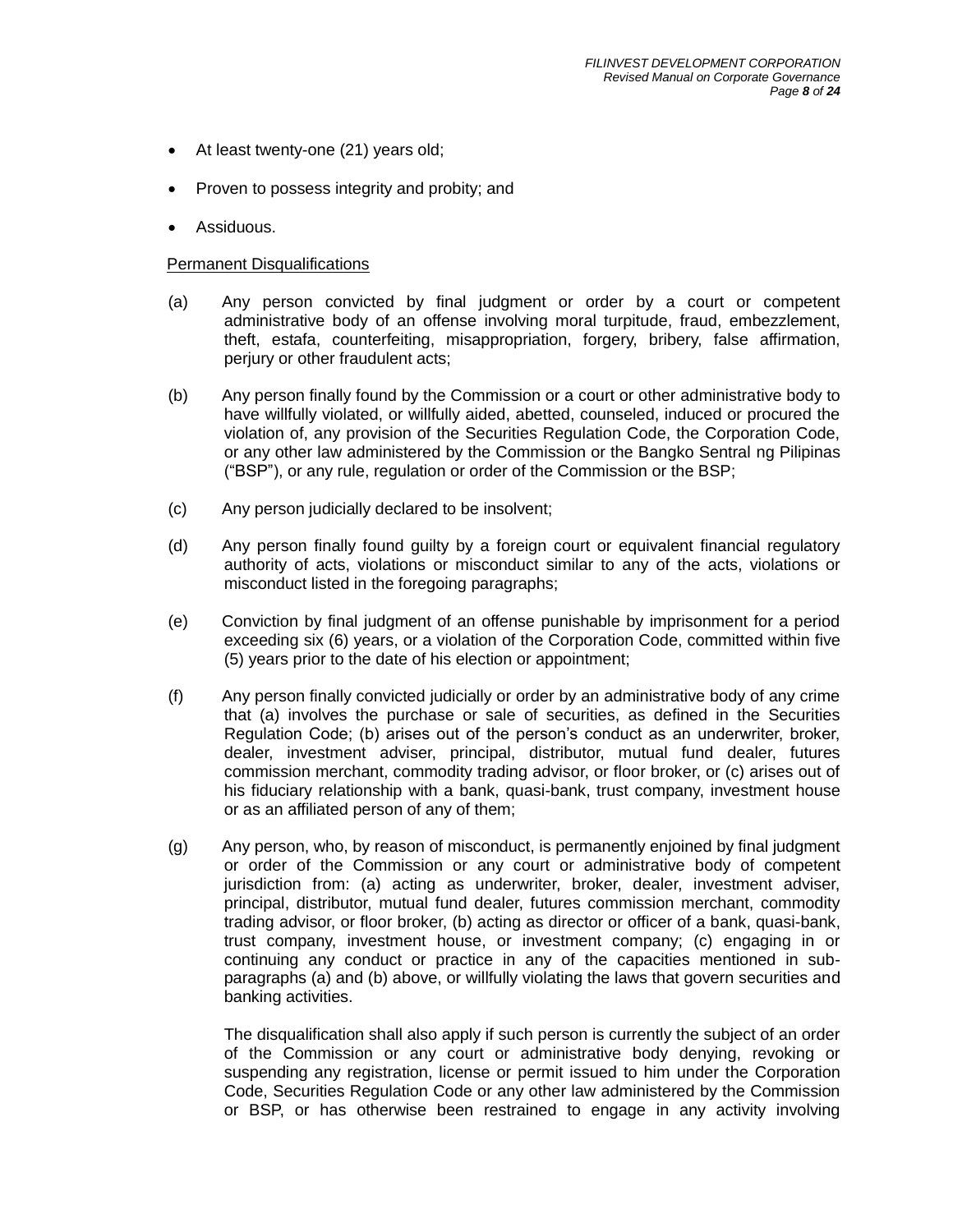- At least twenty-one (21) years old;
- Proven to possess integrity and probity; and
- Assiduous.

<u>Permanent Disqualifications</u>

(a) Any person convicted by final judgment or order by a court or competent administrative body of an offense involving moral turpitude, fraud, embezzlement, theft, estafa, counterfeiting, misappropriation, forgery, bribery, false affirmation, perjury or other fraudulent acts;

(b) Any person finally found by the Commission or a court or other administrative body to have willfully violated, or willfully aided, abetted, counseled, induced or procured the violation of, any provision of the Securities Regulation Code, the Corporation Code, or any other law administered by the Commission or the Bangko Sentral ng Pilipinas ("BSP"), or any rule, regulation or order of the Commission or the BSP;

(c) Any person judicially declared to be insolvent;

(d) Any person finally found guilty by a foreign court or equivalent financial regulatory authority of acts, violations or misconduct similar to any of the acts, violations or misconduct listed in the foregoing paragraphs;

(e) Conviction by final judgment of an offense punishable by imprisonment for a period exceeding six (6) years, or a violation of the Corporation Code, committed within five (5) years prior to the date of his election or appointment;

(f) Any person finally convicted judicially or order by an administrative body of any crime that (a) involves the purchase or sale of securities, as defined in the Securities Regulation Code; (b) arises out of the person's conduct as an underwriter, broker, dealer, investment adviser, principal, distributor, mutual fund dealer, futures commission merchant, commodity trading advisor, or floor broker, or (c) arises out of his fiduciary relationship with a bank, quasi-bank, trust company, investment house or as an affiliated person of any of them;

(g) Any person, who, by reason of misconduct, is permanently enjoined by final judgment or order of the Commission or any court or administrative body of competent jurisdiction from: (a) acting as underwriter, broker, dealer, investment adviser, principal, distributor, mutual fund dealer, futures commission merchant, commodity trading advisor, or floor broker, (b) acting as director or officer of a bank, quasi-bank, trust company, investment house, or investment company; (c) engaging in or continuing any conduct or practice in any of the capacities mentioned in sub-paragraphs (a) and (b) above, or willfully violating the laws that govern securities and banking activities.

The disqualification shall also apply if such person is currently the subject of an order of the Commission or any court or administrative body denying, revoking or suspending any registration, license or permit issued to him under the Corporation Code, Securities Regulation Code or any other law administered by the Commission or BSP, or has otherwise been restrained to engage in any activity involving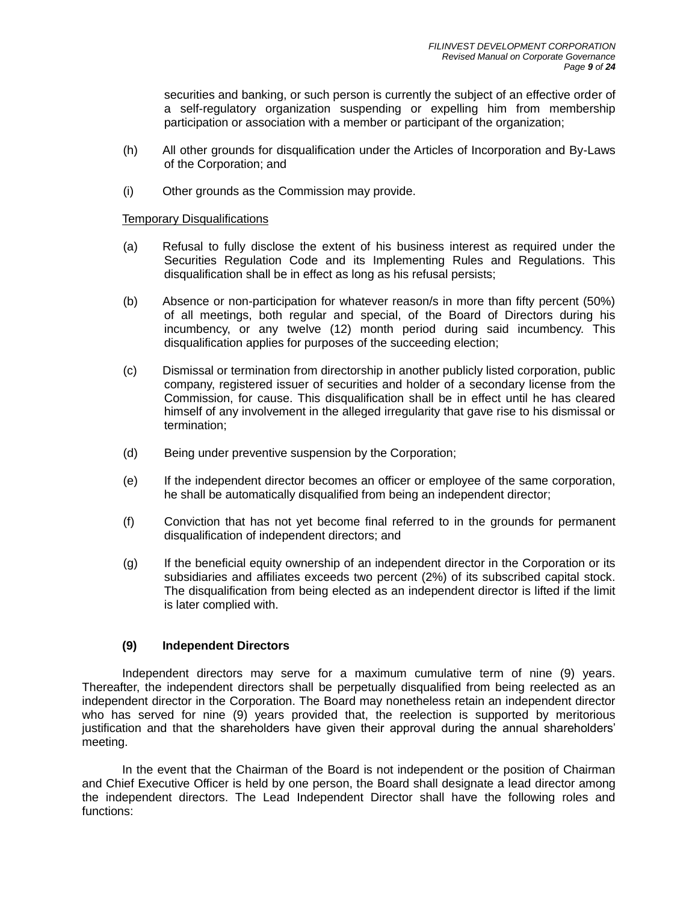securities and banking, or such person is currently the subject of an effective order of a self-regulatory organization suspending or expelling him from membership participation or association with a member or participant of the organization;

(h) All other grounds for disqualification under the Articles of Incorporation and By-Laws of the Corporation; and

(i) Other grounds as the Commission may provide.

Temporary Disqualifications

(a) Refusal to fully disclose the extent of his business interest as required under the Securities Regulation Code and its Implementing Rules and Regulations. This disqualification shall be in effect as long as his refusal persists;

(b) Absence or non-participation for whatever reason/s in more than fifty percent (50%) of all meetings, both regular and special, of the Board of Directors during his incumbency, or any twelve (12) month period during said incumbency. This disqualification applies for purposes of the succeeding election;

(c) Dismissal or termination from directorship in another publicly listed corporation, public company, registered issuer of securities and holder of a secondary license from the Commission, for cause. This disqualification shall be in effect until he has cleared himself of any involvement in the alleged irregularity that gave rise to his dismissal or termination;

(d) Being under preventive suspension by the Corporation;

(e) If the independent director becomes an officer or employee of the same corporation, he shall be automatically disqualified from being an independent director;

(f) Conviction that has not yet become final referred to in the grounds for permanent disqualification of independent directors; and

(g) If the beneficial equity ownership of an independent director in the Corporation or its subsidiaries and affiliates exceeds two percent (2%) of its subscribed capital stock. The disqualification from being elected as an independent director is lifted if the limit is later complied with.

**(9) Independent Directors**

Independent directors may serve for a maximum cumulative term of nine (9) years. Thereafter, the independent directors shall be perpetually disqualified from being reelected as an independent director in the Corporation. The Board may nonetheless retain an independent director who has served for nine (9) years provided that, the reelection is supported by meritorious justification and that the shareholders have given their approval during the annual shareholders' meeting.

In the event that the Chairman of the Board is not independent or the position of Chairman and Chief Executive Officer is held by one person, the Board shall designate a lead director among the independent directors. The Lead Independent Director shall have the following roles and functions: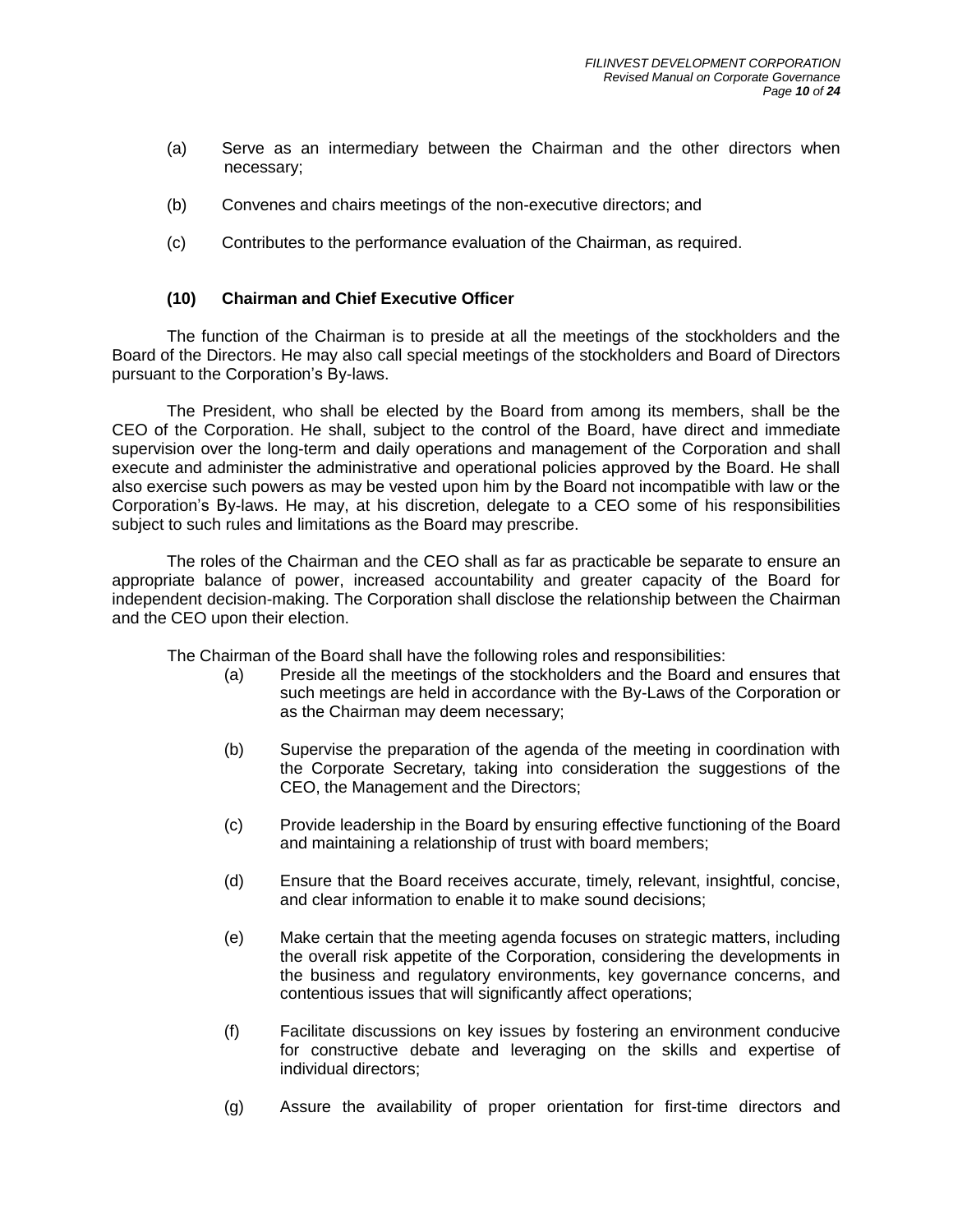(a) Serve as an intermediary between the Chairman and the other directors when necessary;

(b) Convenes and chairs meetings of the non-executive directors; and

(c) Contributes to the performance evaluation of the Chairman, as required.

**(10) Chairman and Chief Executive Officer**

The function of the Chairman is to preside at all the meetings of the stockholders and the Board of the Directors. He may also call special meetings of the stockholders and Board of Directors pursuant to the Corporation's By-laws.

The President, who shall be elected by the Board from among its members, shall be the CEO of the Corporation. He shall, subject to the control of the Board, have direct and immediate supervision over the long-term and daily operations and management of the Corporation and shall execute and administer the administrative and operational policies approved by the Board. He shall also exercise such powers as may be vested upon him by the Board not incompatible with law or the Corporation's By-laws. He may, at his discretion, delegate to a CEO some of his responsibilities subject to such rules and limitations as the Board may prescribe.

The roles of the Chairman and the CEO shall as far as practicable be separate to ensure an appropriate balance of power, increased accountability and greater capacity of the Board for independent decision-making. The Corporation shall disclose the relationship between the Chairman and the CEO upon their election.

The Chairman of the Board shall have the following roles and responsibilities:

(a) Preside all the meetings of the stockholders and the Board and ensures that such meetings are held in accordance with the By-Laws of the Corporation or as the Chairman may deem necessary;

(b) Supervise the preparation of the agenda of the meeting in coordination with the Corporate Secretary, taking into consideration the suggestions of the CEO, the Management and the Directors;

(c) Provide leadership in the Board by ensuring effective functioning of the Board and maintaining a relationship of trust with board members;

(d) Ensure that the Board receives accurate, timely, relevant, insightful, concise, and clear information to enable it to make sound decisions;

(e) Make certain that the meeting agenda focuses on strategic matters, including the overall risk appetite of the Corporation, considering the developments in the business and regulatory environments, key governance concerns, and contentious issues that will significantly affect operations;

(f) Facilitate discussions on key issues by fostering an environment conducive for constructive debate and leveraging on the skills and expertise of individual directors;

(g) Assure the availability of proper orientation for first-time directors and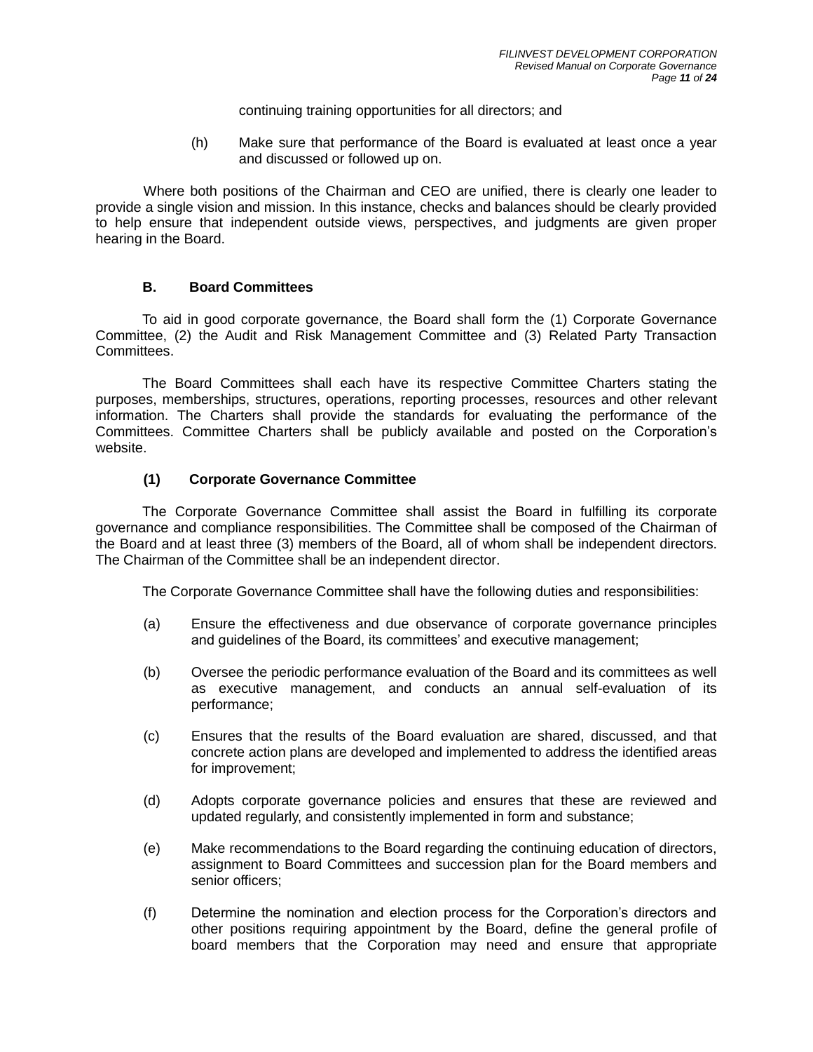continuing training opportunities for all directors; and

(h) Make sure that performance of the Board is evaluated at least once a year and discussed or followed up on.

Where both positions of the Chairman and CEO are unified, there is clearly one leader to provide a single vision and mission. In this instance, checks and balances should be clearly provided to help ensure that independent outside views, perspectives, and judgments are given proper hearing in the Board.

### B. Board Committees

To aid in good corporate governance, the Board shall form the (1) Corporate Governance Committee, (2) the Audit and Risk Management Committee and (3) Related Party Transaction Committees.

The Board Committees shall each have its respective Committee Charters stating the purposes, memberships, structures, operations, reporting processes, resources and other relevant information. The Charters shall provide the standards for evaluating the performance of the Committees. Committee Charters shall be publicly available and posted on the Corporation's website.

#### (1) Corporate Governance Committee

The Corporate Governance Committee shall assist the Board in fulfilling its corporate governance and compliance responsibilities. The Committee shall be composed of the Chairman of the Board and at least three (3) members of the Board, all of whom shall be independent directors. The Chairman of the Committee shall be an independent director.

The Corporate Governance Committee shall have the following duties and responsibilities:

(a) Ensure the effectiveness and due observance of corporate governance principles and guidelines of the Board, its committees' and executive management;

(b) Oversee the periodic performance evaluation of the Board and its committees as well as executive management, and conducts an annual self-evaluation of its performance;

(c) Ensures that the results of the Board evaluation are shared, discussed, and that concrete action plans are developed and implemented to address the identified areas for improvement;

(d) Adopts corporate governance policies and ensures that these are reviewed and updated regularly, and consistently implemented in form and substance;

(e) Make recommendations to the Board regarding the continuing education of directors, assignment to Board Committees and succession plan for the Board members and senior officers;

(f) Determine the nomination and election process for the Corporation's directors and other positions requiring appointment by the Board, define the general profile of board members that the Corporation may need and ensure that appropriate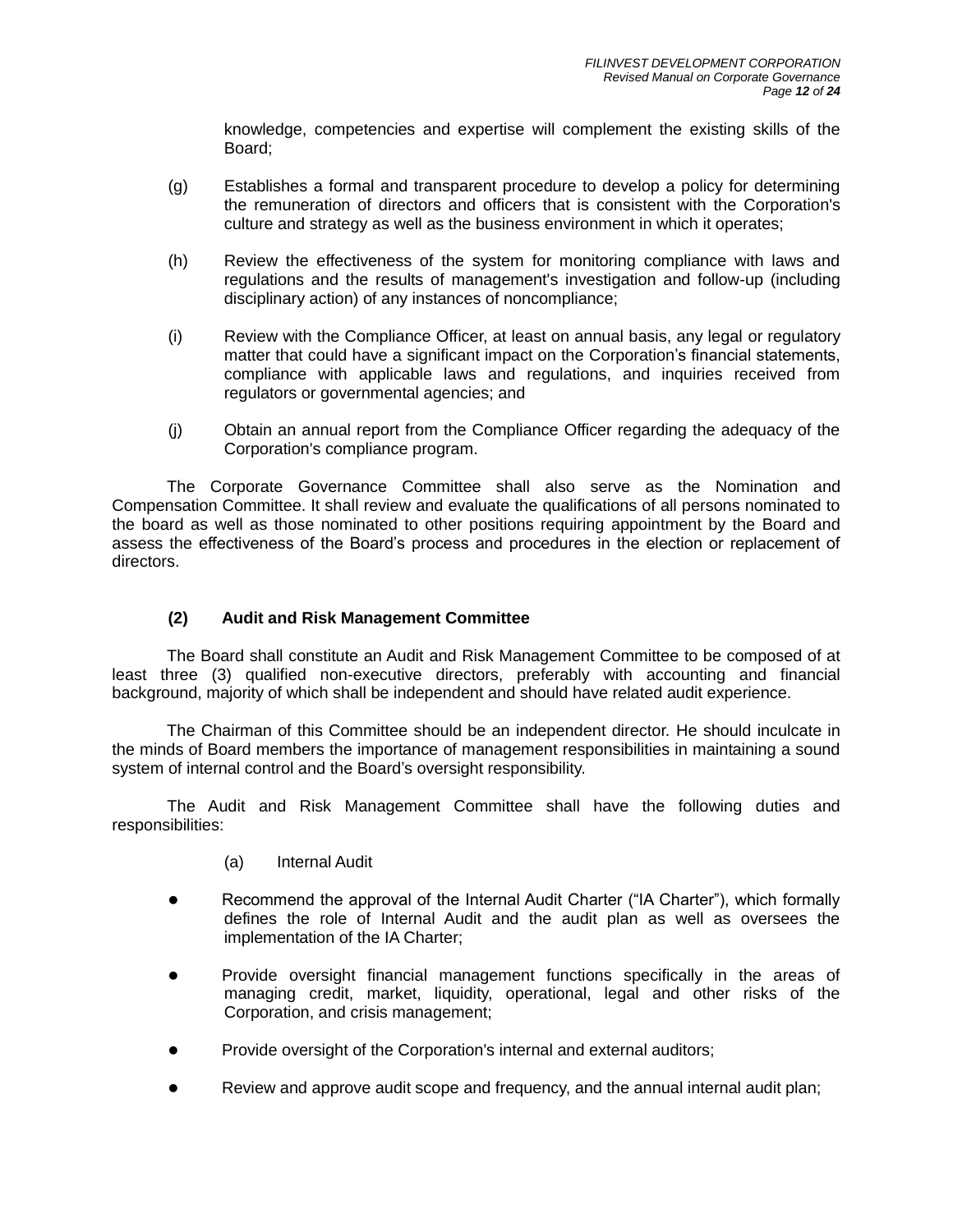knowledge, competencies and expertise will complement the existing skills of the Board;

(g) Establishes a formal and transparent procedure to develop a policy for determining the remuneration of directors and officers that is consistent with the Corporation's culture and strategy as well as the business environment in which it operates;

(h) Review the effectiveness of the system for monitoring compliance with laws and regulations and the results of management's investigation and follow-up (including disciplinary action) of any instances of noncompliance;

(i) Review with the Compliance Officer, at least on annual basis, any legal or regulatory matter that could have a significant impact on the Corporation's financial statements, compliance with applicable laws and regulations, and inquiries received from regulators or governmental agencies; and

(j) Obtain an annual report from the Compliance Officer regarding the adequacy of the Corporation's compliance program.

The Corporate Governance Committee shall also serve as the Nomination and Compensation Committee. It shall review and evaluate the qualifications of all persons nominated to the board as well as those nominated to other positions requiring appointment by the Board and assess the effectiveness of the Board's process and procedures in the election or replacement of directors.

**(2) Audit and Risk Management Committee**

The Board shall constitute an Audit and Risk Management Committee to be composed of at least three (3) qualified non-executive directors, preferably with accounting and financial background, majority of which shall be independent and should have related audit experience.

The Chairman of this Committee should be an independent director. He should inculcate in the minds of Board members the importance of management responsibilities in maintaining a sound system of internal control and the Board's oversight responsibility.

The Audit and Risk Management Committee shall have the following duties and responsibilities:

(a) Internal Audit

- Recommend the approval of the Internal Audit Charter ("IA Charter"), which formally defines the role of Internal Audit and the audit plan as well as oversees the implementation of the IA Charter;
- Provide oversight financial management functions specifically in the areas of managing credit, market, liquidity, operational, legal and other risks of the Corporation, and crisis management;
- Provide oversight of the Corporation's internal and external auditors;
- Review and approve audit scope and frequency, and the annual internal audit plan;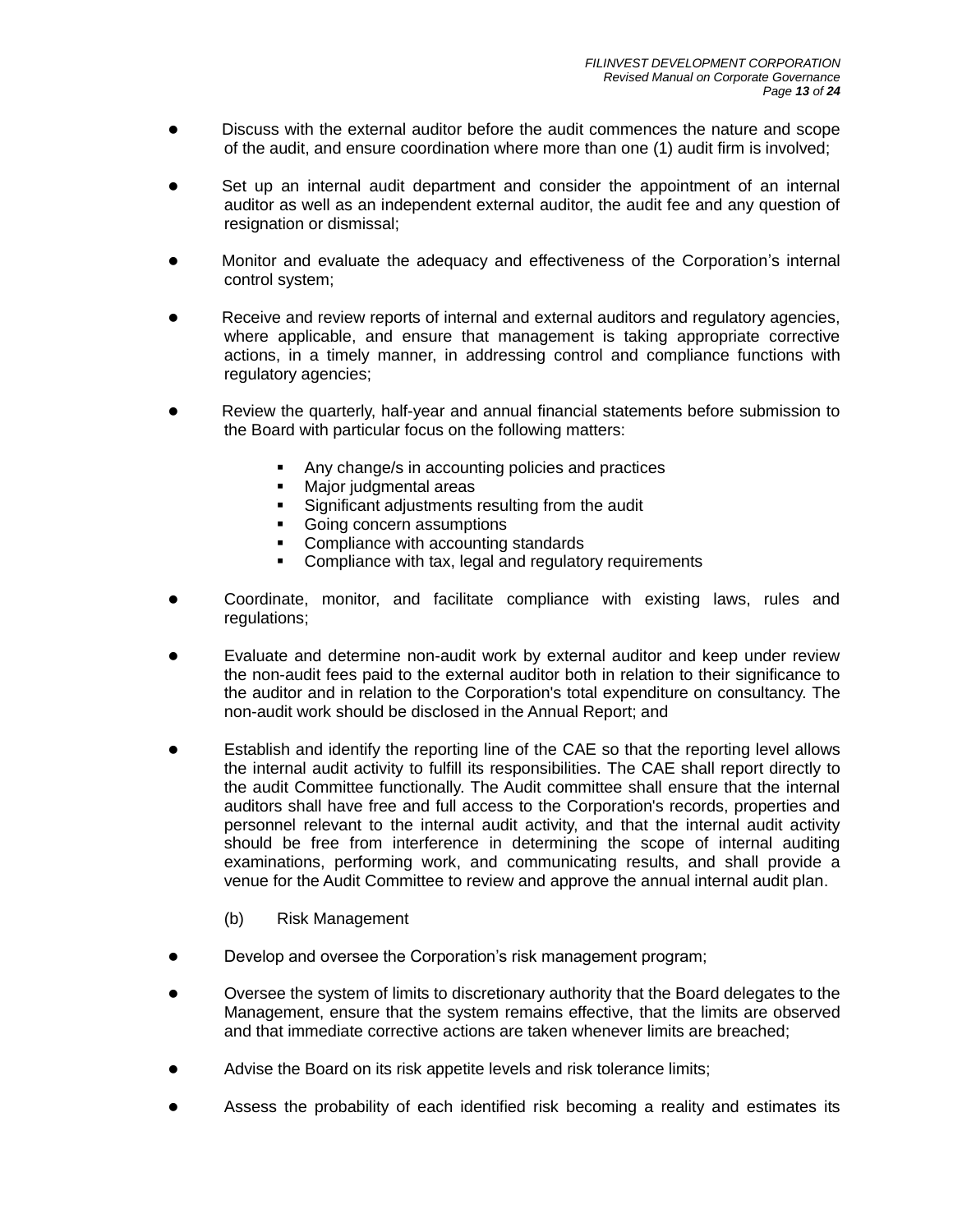- Discuss with the external auditor before the audit commences the nature and scope of the audit, and ensure coordination where more than one (1) audit firm is involved;

- Set up an internal audit department and consider the appointment of an internal auditor as well as an independent external auditor, the audit fee and any question of resignation or dismissal;

- Monitor and evaluate the adequacy and effectiveness of the Corporation's internal control system;

- Receive and review reports of internal and external auditors and regulatory agencies, where applicable, and ensure that management is taking appropriate corrective actions, in a timely manner, in addressing control and compliance functions with regulatory agencies;

- Review the quarterly, half-year and annual financial statements before submission to the Board with particular focus on the following matters:

    - Any change/s in accounting policies and practices
    - Major judgmental areas
    - Significant adjustments resulting from the audit
    - Going concern assumptions
    - Compliance with accounting standards
    - Compliance with tax, legal and regulatory requirements

- Coordinate, monitor, and facilitate compliance with existing laws, rules and regulations;

- Evaluate and determine non-audit work by external auditor and keep under review the non-audit fees paid to the external auditor both in relation to their significance to the auditor and in relation to the Corporation's total expenditure on consultancy. The non-audit work should be disclosed in the Annual Report; and

- Establish and identify the reporting line of the CAE so that the reporting level allows the internal audit activity to fulfill its responsibilities. The CAE shall report directly to the audit Committee functionally. The Audit committee shall ensure that the internal auditors shall have free and full access to the Corporation's records, properties and personnel relevant to the internal audit activity, and that the internal audit activity should be free from interference in determining the scope of internal auditing examinations, performing work, and communicating results, and shall provide a venue for the Audit Committee to review and approve the annual internal audit plan.

(b) Risk Management

- Develop and oversee the Corporation's risk management program;

- Oversee the system of limits to discretionary authority that the Board delegates to the Management, ensure that the system remains effective, that the limits are observed and that immediate corrective actions are taken whenever limits are breached;

- Advise the Board on its risk appetite levels and risk tolerance limits;

- Assess the probability of each identified risk becoming a reality and estimates its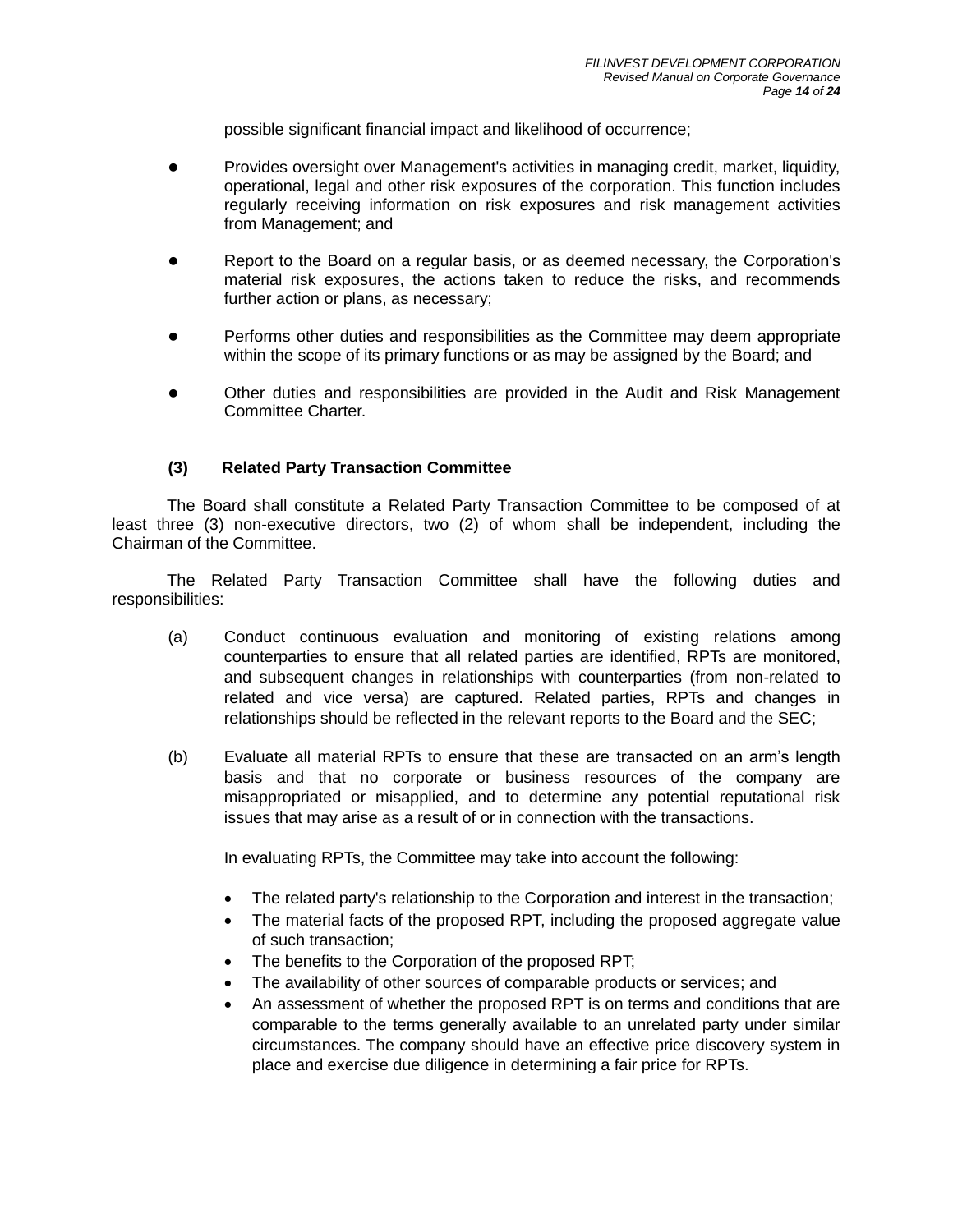possible significant financial impact and likelihood of occurrence;

- Provides oversight over Management's activities in managing credit, market, liquidity, operational, legal and other risk exposures of the corporation. This function includes regularly receiving information on risk exposures and risk management activities from Management; and
- Report to the Board on a regular basis, or as deemed necessary, the Corporation's material risk exposures, the actions taken to reduce the risks, and recommends further action or plans, as necessary;
- Performs other duties and responsibilities as the Committee may deem appropriate within the scope of its primary functions or as may be assigned by the Board; and
- Other duties and responsibilities are provided in the Audit and Risk Management Committee Charter.

**(3) Related Party Transaction Committee**

The Board shall constitute a Related Party Transaction Committee to be composed of at least three (3) non-executive directors, two (2) of whom shall be independent, including the Chairman of the Committee.

The Related Party Transaction Committee shall have the following duties and responsibilities:

(a) Conduct continuous evaluation and monitoring of existing relations among counterparties to ensure that all related parties are identified, RPTs are monitored, and subsequent changes in relationships with counterparties (from non-related to related and vice versa) are captured. Related parties, RPTs and changes in relationships should be reflected in the relevant reports to the Board and the SEC;

(b) Evaluate all material RPTs to ensure that these are transacted on an arm's length basis and that no corporate or business resources of the company are misappropriated or misapplied, and to determine any potential reputational risk issues that may arise as a result of or in connection with the transactions.

In evaluating RPTs, the Committee may take into account the following:

- The related party's relationship to the Corporation and interest in the transaction;
- The material facts of the proposed RPT, including the proposed aggregate value of such transaction;
- The benefits to the Corporation of the proposed RPT;
- The availability of other sources of comparable products or services; and
- An assessment of whether the proposed RPT is on terms and conditions that are comparable to the terms generally available to an unrelated party under similar circumstances. The company should have an effective price discovery system in place and exercise due diligence in determining a fair price for RPTs.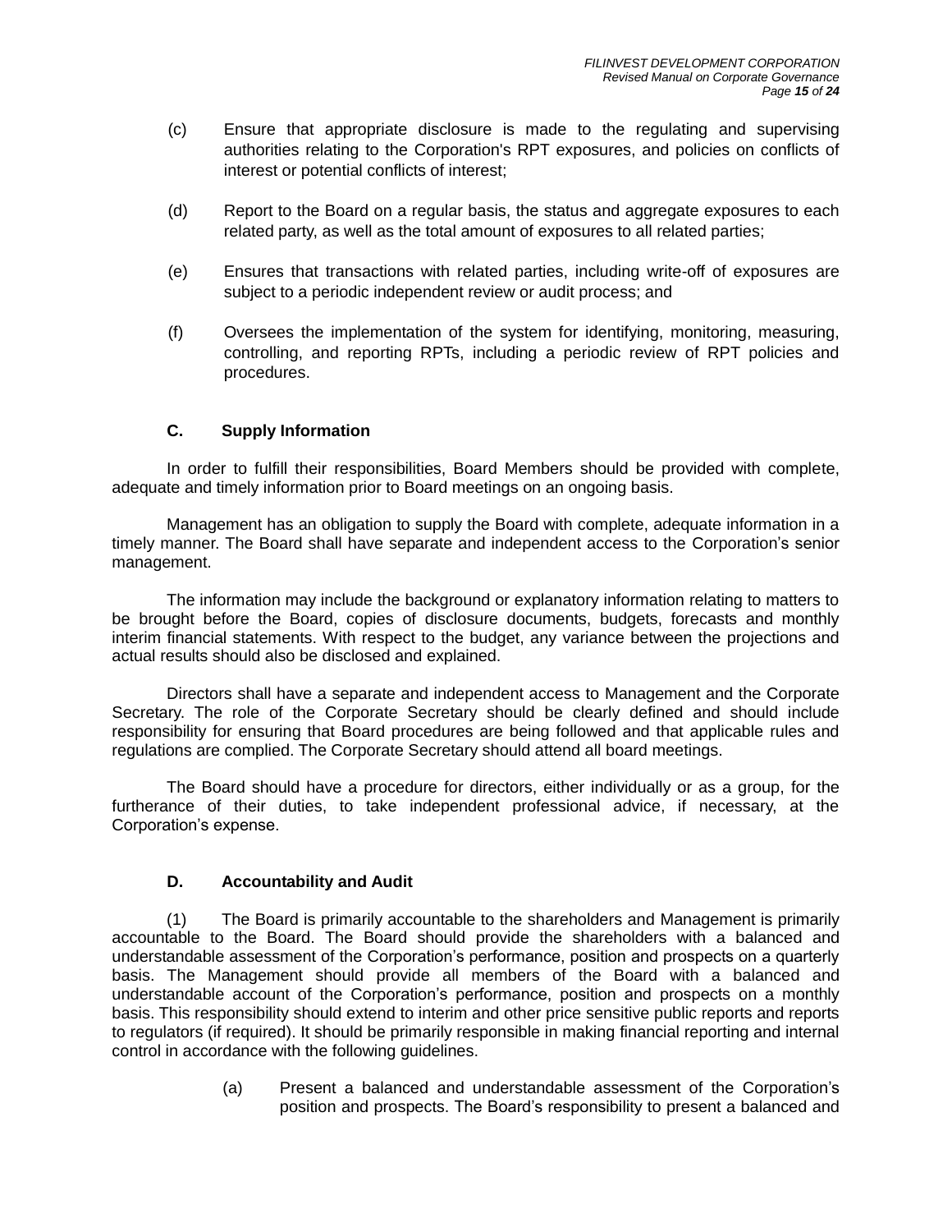(c) Ensure that appropriate disclosure is made to the regulating and supervising authorities relating to the Corporation's RPT exposures, and policies on conflicts of interest or potential conflicts of interest;

(d) Report to the Board on a regular basis, the status and aggregate exposures to each related party, as well as the total amount of exposures to all related parties;

(e) Ensures that transactions with related parties, including write-off of exposures are subject to a periodic independent review or audit process; and

(f) Oversees the implementation of the system for identifying, monitoring, measuring, controlling, and reporting RPTs, including a periodic review of RPT policies and procedures.

### C. Supply Information

In order to fulfill their responsibilities, Board Members should be provided with complete, adequate and timely information prior to Board meetings on an ongoing basis.

Management has an obligation to supply the Board with complete, adequate information in a timely manner. The Board shall have separate and independent access to the Corporation's senior management.

The information may include the background or explanatory information relating to matters to be brought before the Board, copies of disclosure documents, budgets, forecasts and monthly interim financial statements. With respect to the budget, any variance between the projections and actual results should also be disclosed and explained.

Directors shall have a separate and independent access to Management and the Corporate Secretary. The role of the Corporate Secretary should be clearly defined and should include responsibility for ensuring that Board procedures are being followed and that applicable rules and regulations are complied. The Corporate Secretary should attend all board meetings.

The Board should have a procedure for directors, either individually or as a group, for the furtherance of their duties, to take independent professional advice, if necessary, at the Corporation's expense.

### D. Accountability and Audit

(1) The Board is primarily accountable to the shareholders and Management is primarily accountable to the Board. The Board should provide the shareholders with a balanced and understandable assessment of the Corporation's performance, position and prospects on a quarterly basis. The Management should provide all members of the Board with a balanced and understandable account of the Corporation's performance, position and prospects on a monthly basis. This responsibility should extend to interim and other price sensitive public reports and reports to regulators (if required). It should be primarily responsible in making financial reporting and internal control in accordance with the following guidelines.

(a) Present a balanced and understandable assessment of the Corporation's position and prospects. The Board's responsibility to present a balanced and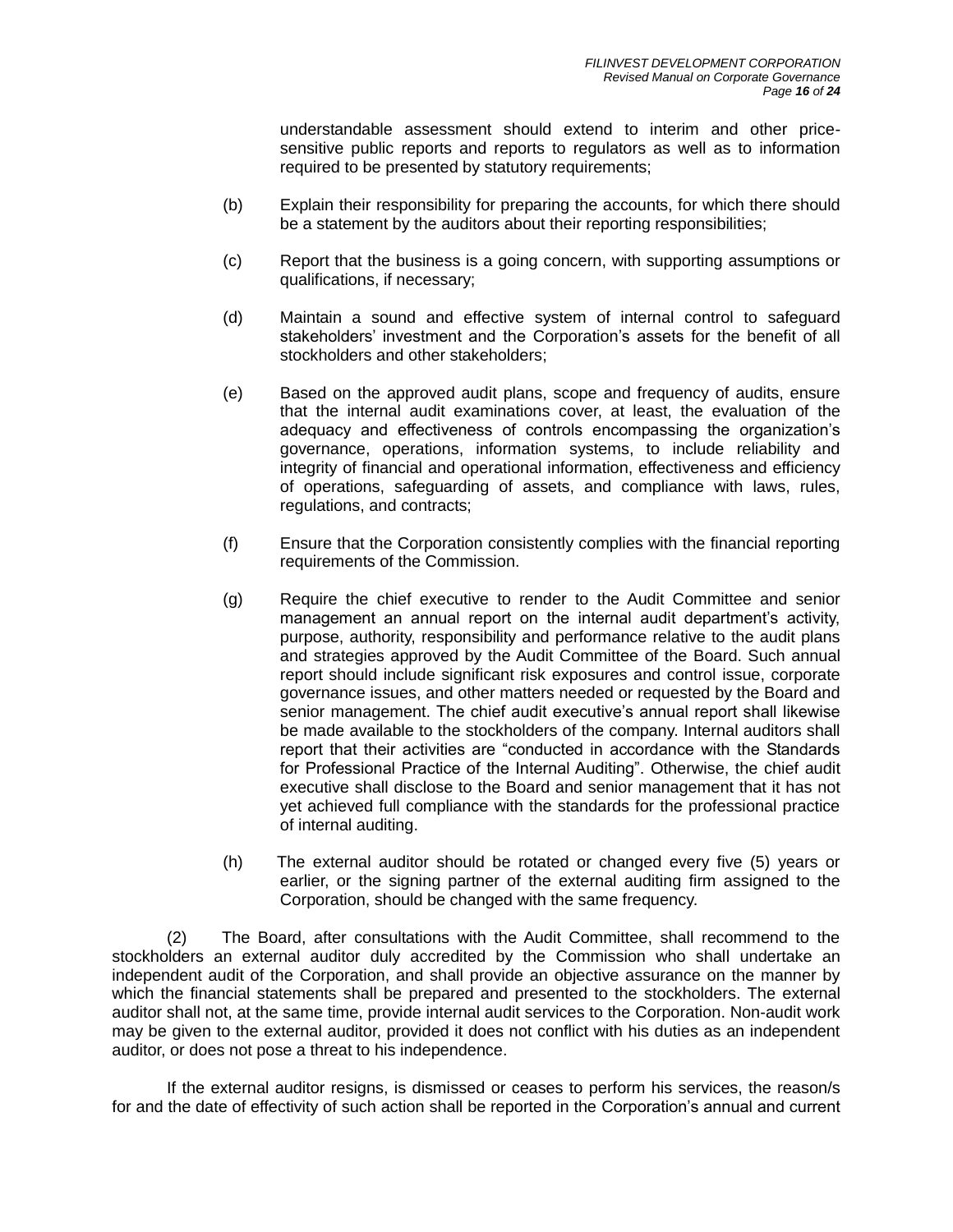understandable assessment should extend to interim and other price-sensitive public reports and reports to regulators as well as to information required to be presented by statutory requirements;

(b) Explain their responsibility for preparing the accounts, for which there should be a statement by the auditors about their reporting responsibilities;

(c) Report that the business is a going concern, with supporting assumptions or qualifications, if necessary;

(d) Maintain a sound and effective system of internal control to safeguard stakeholders' investment and the Corporation's assets for the benefit of all stockholders and other stakeholders;

(e) Based on the approved audit plans, scope and frequency of audits, ensure that the internal audit examinations cover, at least, the evaluation of the adequacy and effectiveness of controls encompassing the organization's governance, operations, information systems, to include reliability and integrity of financial and operational information, effectiveness and efficiency of operations, safeguarding of assets, and compliance with laws, rules, regulations, and contracts;

(f) Ensure that the Corporation consistently complies with the financial reporting requirements of the Commission.

(g) Require the chief executive to render to the Audit Committee and senior management an annual report on the internal audit department's activity, purpose, authority, responsibility and performance relative to the audit plans and strategies approved by the Audit Committee of the Board. Such annual report should include significant risk exposures and control issue, corporate governance issues, and other matters needed or requested by the Board and senior management. The chief audit executive's annual report shall likewise be made available to the stockholders of the company. Internal auditors shall report that their activities are "conducted in accordance with the Standards for Professional Practice of the Internal Auditing". Otherwise, the chief audit executive shall disclose to the Board and senior management that it has not yet achieved full compliance with the standards for the professional practice of internal auditing.

(h) The external auditor should be rotated or changed every five (5) years or earlier, or the signing partner of the external auditing firm assigned to the Corporation, should be changed with the same frequency.

(2) The Board, after consultations with the Audit Committee, shall recommend to the stockholders an external auditor duly accredited by the Commission who shall undertake an independent audit of the Corporation, and shall provide an objective assurance on the manner by which the financial statements shall be prepared and presented to the stockholders. The external auditor shall not, at the same time, provide internal audit services to the Corporation. Non-audit work may be given to the external auditor, provided it does not conflict with his duties as an independent auditor, or does not pose a threat to his independence.

If the external auditor resigns, is dismissed or ceases to perform his services, the reason/s for and the date of effectivity of such action shall be reported in the Corporation's annual and current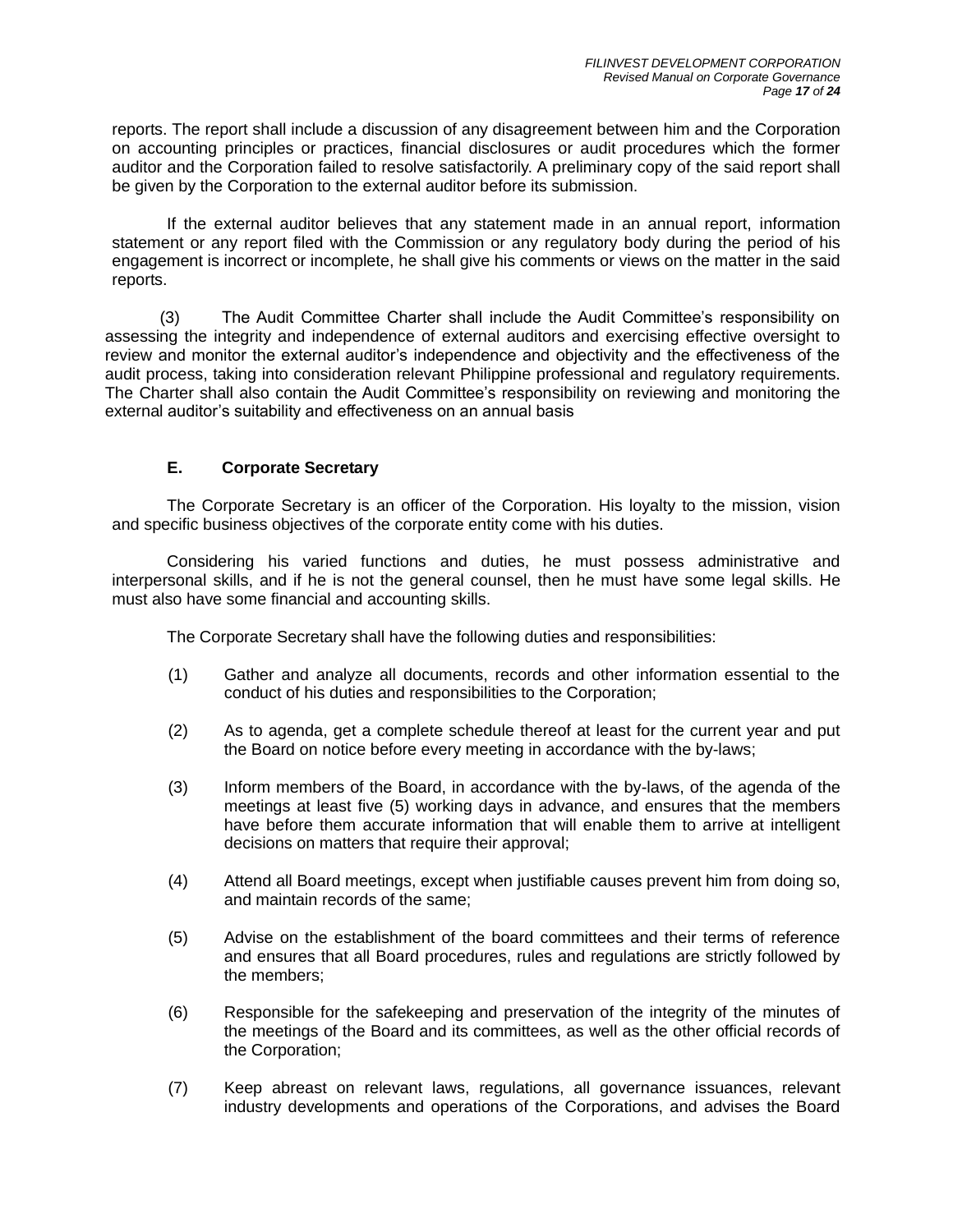reports. The report shall include a discussion of any disagreement between him and the Corporation on accounting principles or practices, financial disclosures or audit procedures which the former auditor and the Corporation failed to resolve satisfactorily. A preliminary copy of the said report shall be given by the Corporation to the external auditor before its submission.

If the external auditor believes that any statement made in an annual report, information statement or any report filed with the Commission or any regulatory body during the period of his engagement is incorrect or incomplete, he shall give his comments or views on the matter in the said reports.

(3) The Audit Committee Charter shall include the Audit Committee's responsibility on assessing the integrity and independence of external auditors and exercising effective oversight to review and monitor the external auditor's independence and objectivity and the effectiveness of the audit process, taking into consideration relevant Philippine professional and regulatory requirements. The Charter shall also contain the Audit Committee's responsibility on reviewing and monitoring the external auditor's suitability and effectiveness on an annual basis

### E. Corporate Secretary

The Corporate Secretary is an officer of the Corporation. His loyalty to the mission, vision and specific business objectives of the corporate entity come with his duties.

Considering his varied functions and duties, he must possess administrative and interpersonal skills, and if he is not the general counsel, then he must have some legal skills. He must also have some financial and accounting skills.

The Corporate Secretary shall have the following duties and responsibilities:

(1) Gather and analyze all documents, records and other information essential to the conduct of his duties and responsibilities to the Corporation;

(2) As to agenda, get a complete schedule thereof at least for the current year and put the Board on notice before every meeting in accordance with the by-laws;

(3) Inform members of the Board, in accordance with the by-laws, of the agenda of the meetings at least five (5) working days in advance, and ensures that the members have before them accurate information that will enable them to arrive at intelligent decisions on matters that require their approval;

(4) Attend all Board meetings, except when justifiable causes prevent him from doing so, and maintain records of the same;

(5) Advise on the establishment of the board committees and their terms of reference and ensures that all Board procedures, rules and regulations are strictly followed by the members;

(6) Responsible for the safekeeping and preservation of the integrity of the minutes of the meetings of the Board and its committees, as well as the other official records of the Corporation;

(7) Keep abreast on relevant laws, regulations, all governance issuances, relevant industry developments and operations of the Corporations, and advises the Board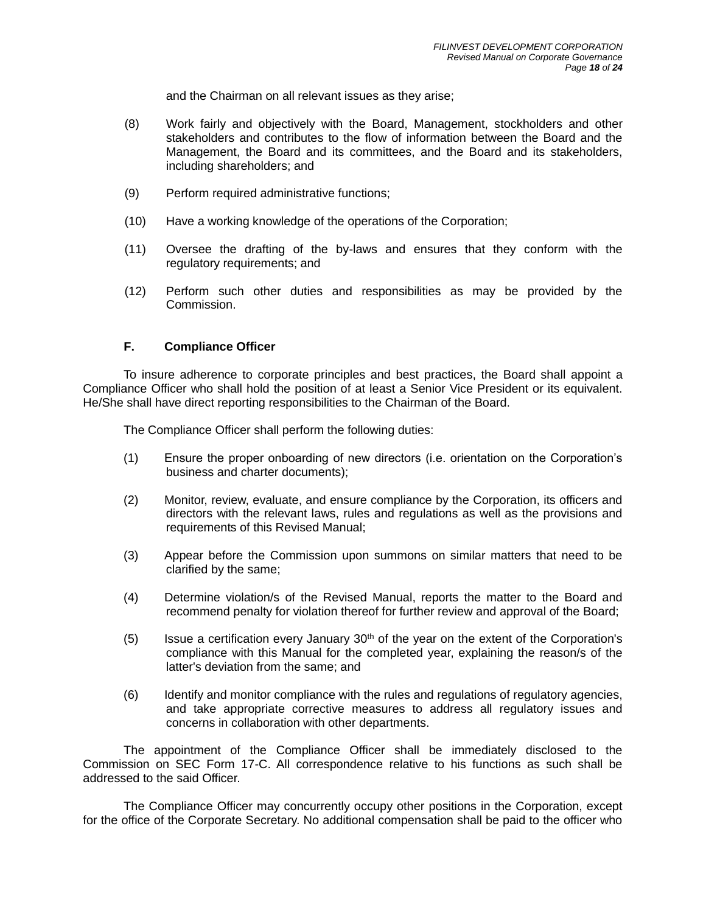and the Chairman on all relevant issues as they arise;

(8) Work fairly and objectively with the Board, Management, stockholders and other stakeholders and contributes to the flow of information between the Board and the Management, the Board and its committees, and the Board and its stakeholders, including shareholders; and

(9) Perform required administrative functions;

(10) Have a working knowledge of the operations of the Corporation;

(11) Oversee the drafting of the by-laws and ensures that they conform with the regulatory requirements; and

(12) Perform such other duties and responsibilities as may be provided by the Commission.

### F. Compliance Officer

To insure adherence to corporate principles and best practices, the Board shall appoint a Compliance Officer who shall hold the position of at least a Senior Vice President or its equivalent. He/She shall have direct reporting responsibilities to the Chairman of the Board.

The Compliance Officer shall perform the following duties:

(1) Ensure the proper onboarding of new directors (i.e. orientation on the Corporation's business and charter documents);

(2) Monitor, review, evaluate, and ensure compliance by the Corporation, its officers and directors with the relevant laws, rules and regulations as well as the provisions and requirements of this Revised Manual;

(3) Appear before the Commission upon summons on similar matters that need to be clarified by the same;

(4) Determine violation/s of the Revised Manual, reports the matter to the Board and recommend penalty for violation thereof for further review and approval of the Board;

(5) Issue a certification every January 30th of the year on the extent of the Corporation's compliance with this Manual for the completed year, explaining the reason/s of the latter's deviation from the same; and

(6) Identify and monitor compliance with the rules and regulations of regulatory agencies, and take appropriate corrective measures to address all regulatory issues and concerns in collaboration with other departments.

The appointment of the Compliance Officer shall be immediately disclosed to the Commission on SEC Form 17-C. All correspondence relative to his functions as such shall be addressed to the said Officer.

The Compliance Officer may concurrently occupy other positions in the Corporation, except for the office of the Corporate Secretary. No additional compensation shall be paid to the officer who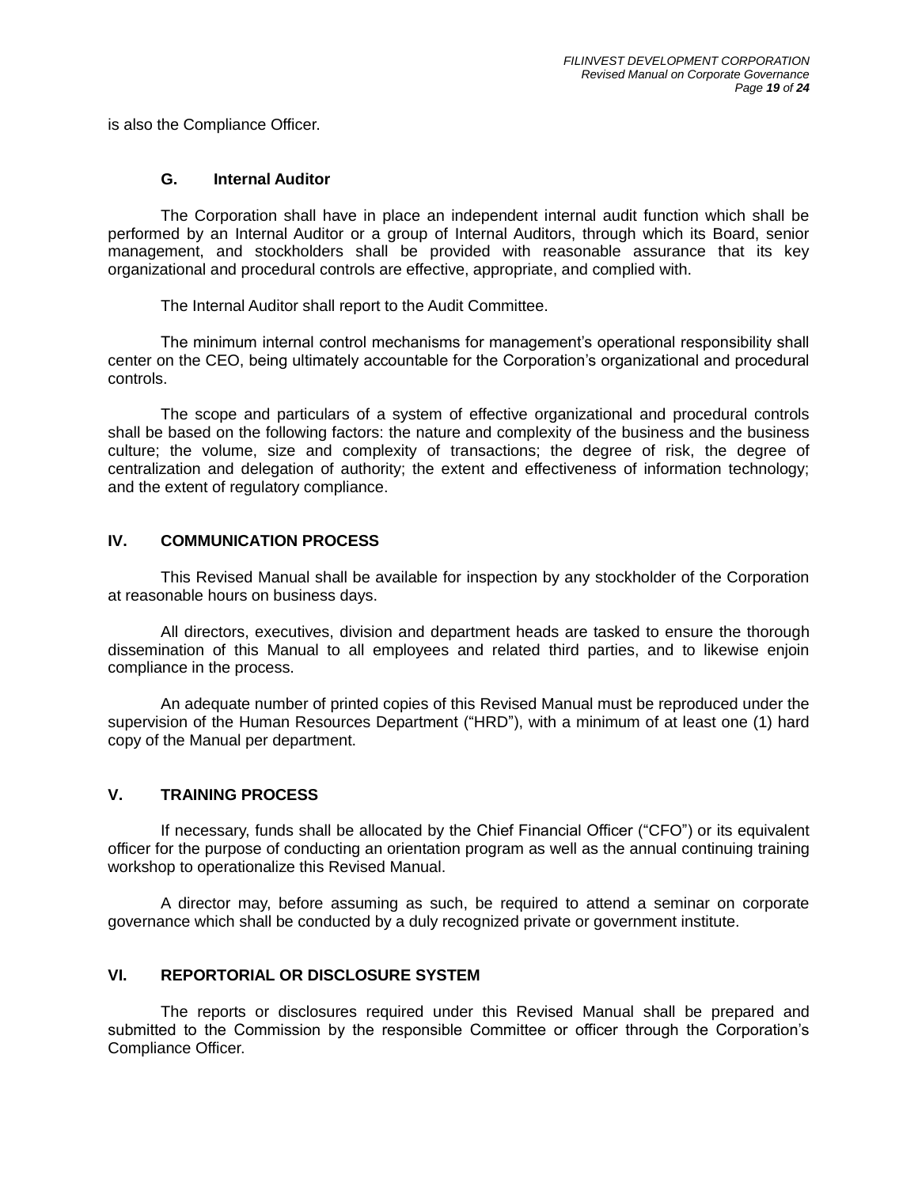is also the Compliance Officer.

### G. Internal Auditor

The Corporation shall have in place an independent internal audit function which shall be performed by an Internal Auditor or a group of Internal Auditors, through which its Board, senior management, and stockholders shall be provided with reasonable assurance that its key organizational and procedural controls are effective, appropriate, and complied with.

The Internal Auditor shall report to the Audit Committee.

The minimum internal control mechanisms for management's operational responsibility shall center on the CEO, being ultimately accountable for the Corporation's organizational and procedural controls.

The scope and particulars of a system of effective organizational and procedural controls shall be based on the following factors: the nature and complexity of the business and the business culture; the volume, size and complexity of transactions; the degree of risk, the degree of centralization and delegation of authority; the extent and effectiveness of information technology; and the extent of regulatory compliance.

## IV. COMMUNICATION PROCESS

This Revised Manual shall be available for inspection by any stockholder of the Corporation at reasonable hours on business days.

All directors, executives, division and department heads are tasked to ensure the thorough dissemination of this Manual to all employees and related third parties, and to likewise enjoin compliance in the process.

An adequate number of printed copies of this Revised Manual must be reproduced under the supervision of the Human Resources Department ("HRD"), with a minimum of at least one (1) hard copy of the Manual per department.

## V. TRAINING PROCESS

If necessary, funds shall be allocated by the Chief Financial Officer ("CFO") or its equivalent officer for the purpose of conducting an orientation program as well as the annual continuing training workshop to operationalize this Revised Manual.

A director may, before assuming as such, be required to attend a seminar on corporate governance which shall be conducted by a duly recognized private or government institute.

## VI. REPORTORIAL OR DISCLOSURE SYSTEM

The reports or disclosures required under this Revised Manual shall be prepared and submitted to the Commission by the responsible Committee or officer through the Corporation's Compliance Officer.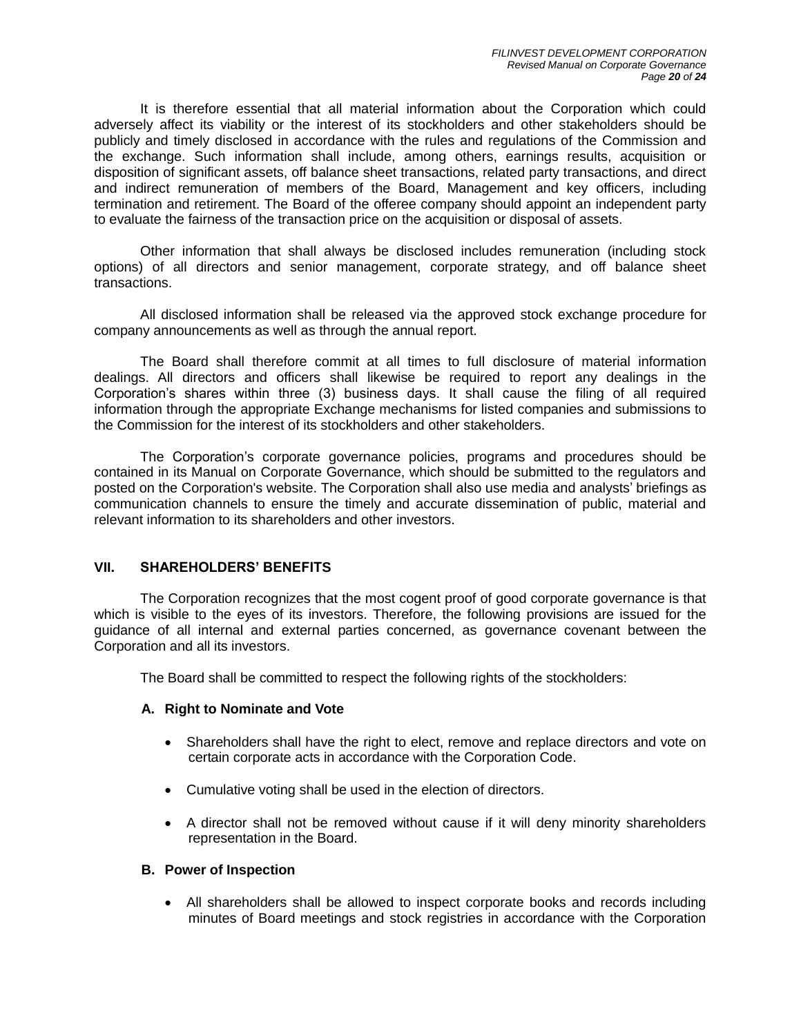It is therefore essential that all material information about the Corporation which could adversely affect its viability or the interest of its stockholders and other stakeholders should be publicly and timely disclosed in accordance with the rules and regulations of the Commission and the exchange. Such information shall include, among others, earnings results, acquisition or disposition of significant assets, off balance sheet transactions, related party transactions, and direct and indirect remuneration of members of the Board, Management and key officers, including termination and retirement. The Board of the offeree company should appoint an independent party to evaluate the fairness of the transaction price on the acquisition or disposal of assets.

Other information that shall always be disclosed includes remuneration (including stock options) of all directors and senior management, corporate strategy, and off balance sheet transactions.

All disclosed information shall be released via the approved stock exchange procedure for company announcements as well as through the annual report.

The Board shall therefore commit at all times to full disclosure of material information dealings. All directors and officers shall likewise be required to report any dealings in the Corporation's shares within three (3) business days. It shall cause the filing of all required information through the appropriate Exchange mechanisms for listed companies and submissions to the Commission for the interest of its stockholders and other stakeholders.

The Corporation's corporate governance policies, programs and procedures should be contained in its Manual on Corporate Governance, which should be submitted to the regulators and posted on the Corporation's website. The Corporation shall also use media and analysts' briefings as communication channels to ensure the timely and accurate dissemination of public, material and relevant information to its shareholders and other investors.

## VII. SHAREHOLDERS' BENEFITS

The Corporation recognizes that the most cogent proof of good corporate governance is that which is visible to the eyes of its investors. Therefore, the following provisions are issued for the guidance of all internal and external parties concerned, as governance covenant between the Corporation and all its investors.

The Board shall be committed to respect the following rights of the stockholders:

### A. Right to Nominate and Vote

- Shareholders shall have the right to elect, remove and replace directors and vote on certain corporate acts in accordance with the Corporation Code.
- Cumulative voting shall be used in the election of directors.
- A director shall not be removed without cause if it will deny minority shareholders representation in the Board.

### B. Power of Inspection

- All shareholders shall be allowed to inspect corporate books and records including minutes of Board meetings and stock registries in accordance with the Corporation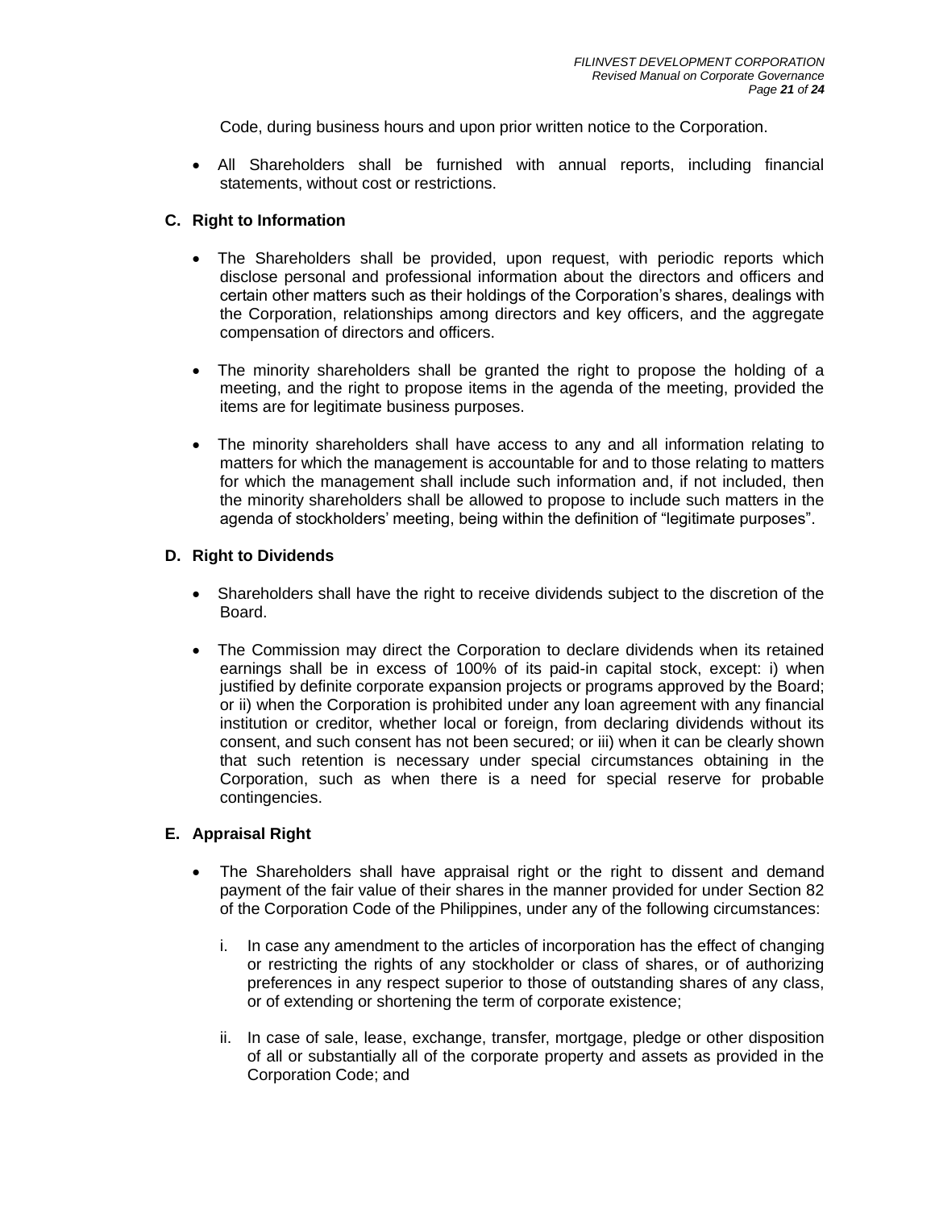Code, during business hours and upon prior written notice to the Corporation.

- All Shareholders shall be furnished with annual reports, including financial statements, without cost or restrictions.

### C. Right to Information

- The Shareholders shall be provided, upon request, with periodic reports which disclose personal and professional information about the directors and officers and certain other matters such as their holdings of the Corporation's shares, dealings with the Corporation, relationships among directors and key officers, and the aggregate compensation of directors and officers.

- The minority shareholders shall be granted the right to propose the holding of a meeting, and the right to propose items in the agenda of the meeting, provided the items are for legitimate business purposes.

- The minority shareholders shall have access to any and all information relating to matters for which the management is accountable for and to those relating to matters for which the management shall include such information and, if not included, then the minority shareholders shall be allowed to propose to include such matters in the agenda of stockholders' meeting, being within the definition of "legitimate purposes".

### D. Right to Dividends

- Shareholders shall have the right to receive dividends subject to the discretion of the Board.

- The Commission may direct the Corporation to declare dividends when its retained earnings shall be in excess of 100% of its paid-in capital stock, except: i) when justified by definite corporate expansion projects or programs approved by the Board; or ii) when the Corporation is prohibited under any loan agreement with any financial institution or creditor, whether local or foreign, from declaring dividends without its consent, and such consent has not been secured; or iii) when it can be clearly shown that such retention is necessary under special circumstances obtaining in the Corporation, such as when there is a need for special reserve for probable contingencies.

### E. Appraisal Right

- The Shareholders shall have appraisal right or the right to dissent and demand payment of the fair value of their shares in the manner provided for under Section 82 of the Corporation Code of the Philippines, under any of the following circumstances:

  i. In case any amendment to the articles of incorporation has the effect of changing or restricting the rights of any stockholder or class of shares, or of authorizing preferences in any respect superior to those of outstanding shares of any class, or of extending or shortening the term of corporate existence;

  ii. In case of sale, lease, exchange, transfer, mortgage, pledge or other disposition of all or substantially all of the corporate property and assets as provided in the Corporation Code; and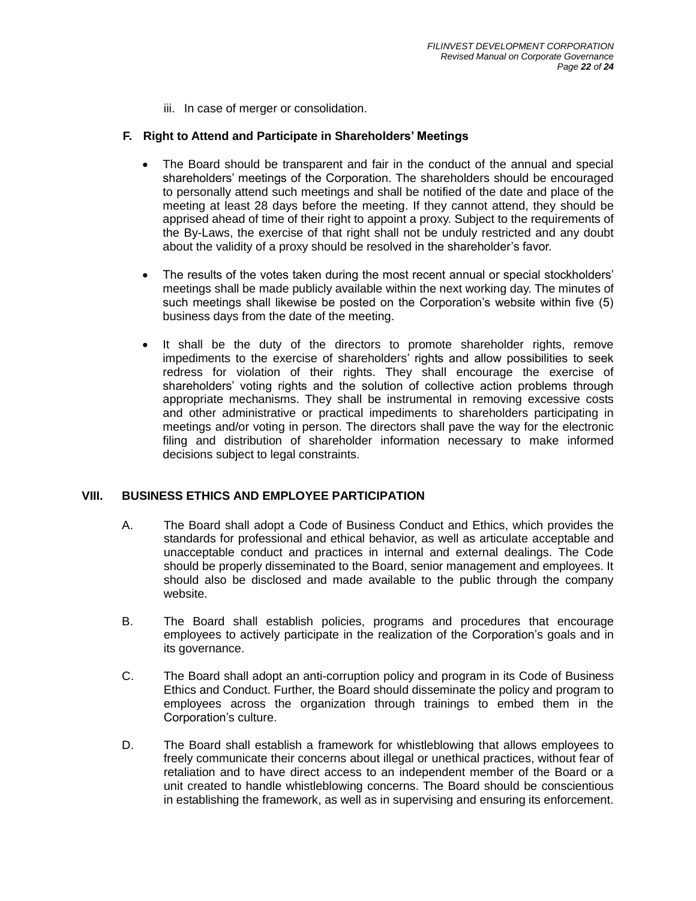iii. In case of merger or consolidation.

### F. Right to Attend and Participate in Shareholders' Meetings

- The Board should be transparent and fair in the conduct of the annual and special shareholders' meetings of the Corporation. The shareholders should be encouraged to personally attend such meetings and shall be notified of the date and place of the meeting at least 28 days before the meeting. If they cannot attend, they should be apprised ahead of time of their right to appoint a proxy. Subject to the requirements of the By-Laws, the exercise of that right shall not be unduly restricted and any doubt about the validity of a proxy should be resolved in the shareholder's favor.

- The results of the votes taken during the most recent annual or special stockholders' meetings shall be made publicly available within the next working day. The minutes of such meetings shall likewise be posted on the Corporation's website within five (5) business days from the date of the meeting.

- It shall be the duty of the directors to promote shareholder rights, remove impediments to the exercise of shareholders' rights and allow possibilities to seek redress for violation of their rights. They shall encourage the exercise of shareholders' voting rights and the solution of collective action problems through appropriate mechanisms. They shall be instrumental in removing excessive costs and other administrative or practical impediments to shareholders participating in meetings and/or voting in person. The directors shall pave the way for the electronic filing and distribution of shareholder information necessary to make informed decisions subject to legal constraints.

## VIII. BUSINESS ETHICS AND EMPLOYEE PARTICIPATION

A. The Board shall adopt a Code of Business Conduct and Ethics, which provides the standards for professional and ethical behavior, as well as articulate acceptable and unacceptable conduct and practices in internal and external dealings. The Code should be properly disseminated to the Board, senior management and employees. It should also be disclosed and made available to the public through the company website.

B. The Board shall establish policies, programs and procedures that encourage employees to actively participate in the realization of the Corporation's goals and in its governance.

C. The Board shall adopt an anti-corruption policy and program in its Code of Business Ethics and Conduct. Further, the Board should disseminate the policy and program to employees across the organization through trainings to embed them in the Corporation's culture.

D. The Board shall establish a framework for whistleblowing that allows employees to freely communicate their concerns about illegal or unethical practices, without fear of retaliation and to have direct access to an independent member of the Board or a unit created to handle whistleblowing concerns. The Board should be conscientious in establishing the framework, as well as in supervising and ensuring its enforcement.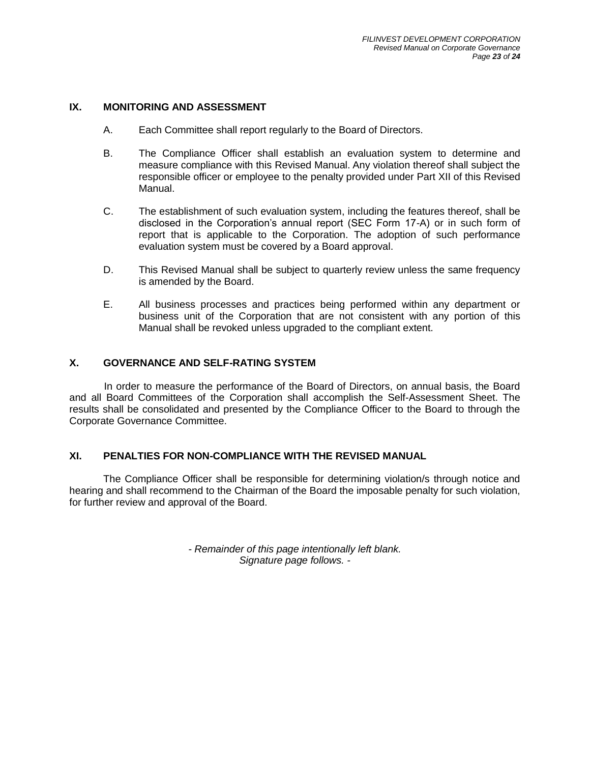## IX. MONITORING AND ASSESSMENT

A. Each Committee shall report regularly to the Board of Directors.

B. The Compliance Officer shall establish an evaluation system to determine and measure compliance with this Revised Manual. Any violation thereof shall subject the responsible officer or employee to the penalty provided under Part XII of this Revised Manual.

C. The establishment of such evaluation system, including the features thereof, shall be disclosed in the Corporation's annual report (SEC Form 17-A) or in such form of report that is applicable to the Corporation. The adoption of such performance evaluation system must be covered by a Board approval.

D. This Revised Manual shall be subject to quarterly review unless the same frequency is amended by the Board.

E. All business processes and practices being performed within any department or business unit of the Corporation that are not consistent with any portion of this Manual shall be revoked unless upgraded to the compliant extent.

## X. GOVERNANCE AND SELF-RATING SYSTEM

In order to measure the performance of the Board of Directors, on annual basis, the Board and all Board Committees of the Corporation shall accomplish the Self-Assessment Sheet. The results shall be consolidated and presented by the Compliance Officer to the Board to through the Corporate Governance Committee.

## XI. PENALTIES FOR NON-COMPLIANCE WITH THE REVISED MANUAL

The Compliance Officer shall be responsible for determining violation/s through notice and hearing and shall recommend to the Chairman of the Board the imposable penalty for such violation, for further review and approval of the Board.

*- Remainder of this page intentionally left blank. Signature page follows. -*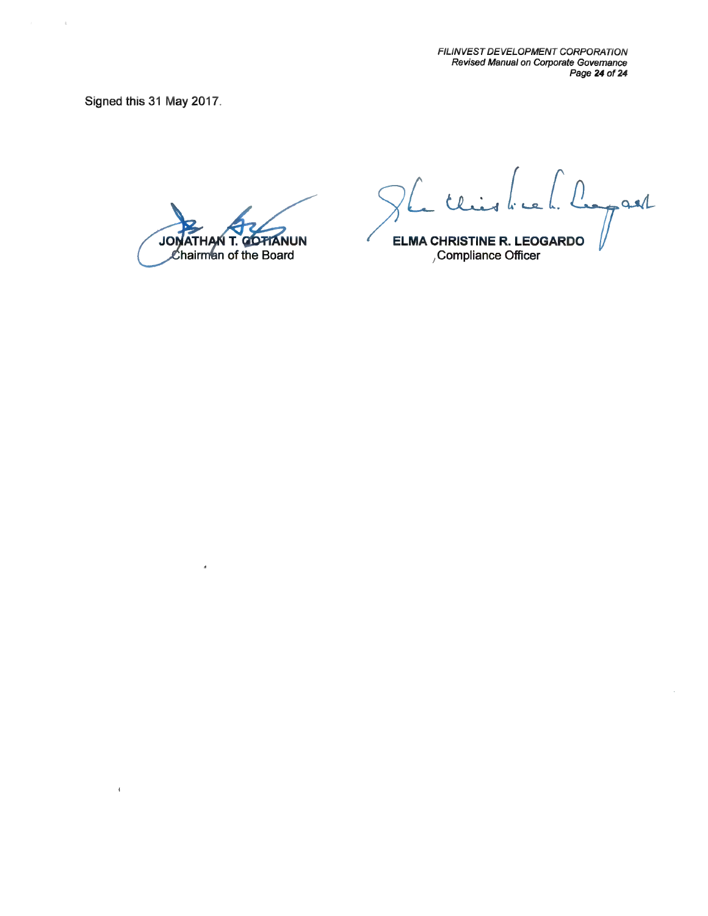Signed this 31 May 2017.

**JONATHAN T. GOTIANUN**
Chairman of the Board

**ELMA CHRISTINE R. LEOGARDO**
Compliance Officer